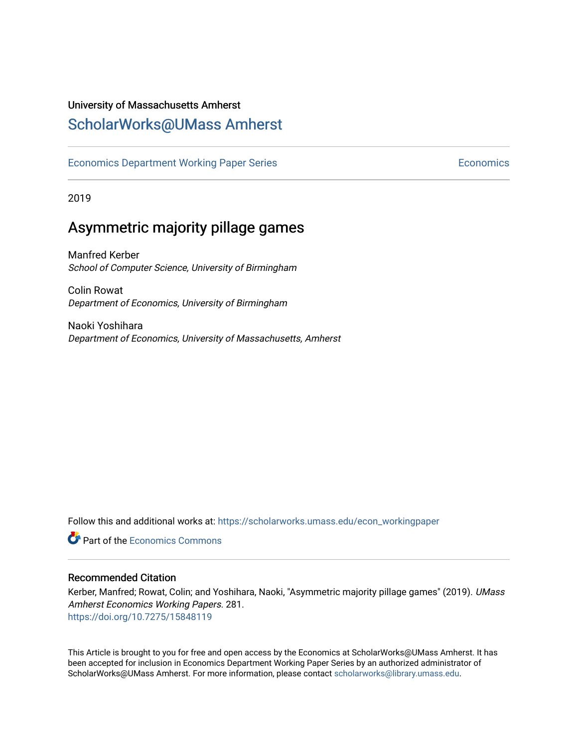University of Massachusetts Amherst

# ScholarWorks@UMass Amherst

Economics Department Working Paper Series | Economics

2019

## Asymmetric majority pillage games

Manfred Kerber
*School of Computer Science, University of Birmingham*

Colin Rowat
*Department of Economics, University of Birmingham*

Naoki Yoshihara
*Department of Economics, University of Massachusetts, Amherst*

Follow this and additional works at: https://scholarworks.umass.edu/econ_workingpaper

Part of the Economics Commons

### Recommended Citation

Kerber, Manfred; Rowat, Colin; and Yoshihara, Naoki, "Asymmetric majority pillage games" (2019). *UMass Amherst Economics Working Papers*. 281.
https://doi.org/10.7275/15848119

This Article is brought to you for free and open access by the Economics at ScholarWorks@UMass Amherst. It has been accepted for inclusion in Economics Department Working Paper Series by an authorized administrator of ScholarWorks@UMass Amherst. For more information, please contact scholarworks@library.umass.edu.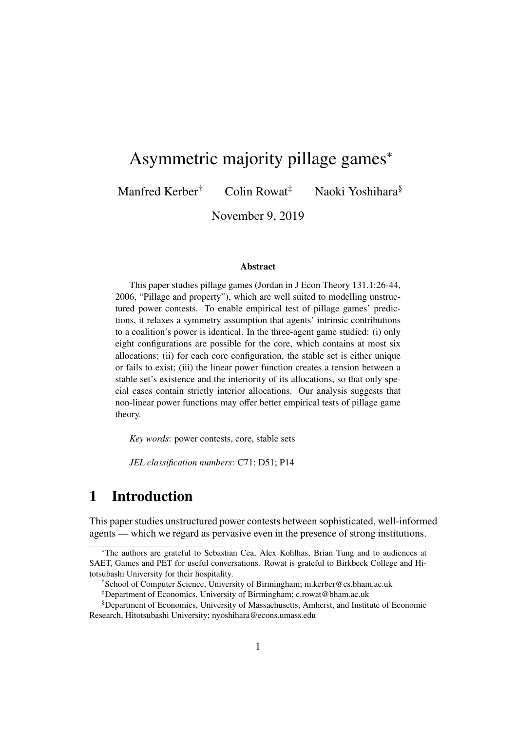# Asymmetric majority pillage games[*]

Manfred Kerber[†] Colin Rowat[‡] Naoki Yoshihara[§]

November 9, 2019

### Abstract

This paper studies pillage games (Jordan in J Econ Theory 131.1:26-44, 2006, "Pillage and property"), which are well suited to modelling unstructured power contests. To enable empirical test of pillage games' predictions, it relaxes a symmetry assumption that agents' intrinsic contributions to a coalition's power is identical. In the three-agent game studied: (i) only eight configurations are possible for the core, which contains at most six allocations; (ii) for each core configuration, the stable set is either unique or fails to exist; (iii) the linear power function creates a tension between a stable set's existence and the interiority of its allocations, so that only special cases contain strictly interior allocations. Our analysis suggests that non-linear power functions may offer better empirical tests of pillage game theory.

*Key words*: power contests, core, stable sets

*JEL classification numbers*: C71; D51; P14

## 1 Introduction

This paper studies unstructured power contests between sophisticated, well-informed agents — which we regard as pervasive even in the presence of strong institutions.

---

[*] The authors are grateful to Sebastian Cea, Alex Kohlhas, Brian Tung and to audiences at SAET, Games and PET for useful conversations. Rowat is grateful to Birkbeck College and Hitotsubashi University for their hospitality.

[†] School of Computer Science, University of Birmingham; m.kerber@cs.bham.ac.uk

[‡] Department of Economics, University of Birmingham; c.rowat@bham.ac.uk

[§] Department of Economics, University of Massachusetts, Amherst, and Institute of Economic Research, Hitotsubashi University; nyoshihara@econs.umass.edu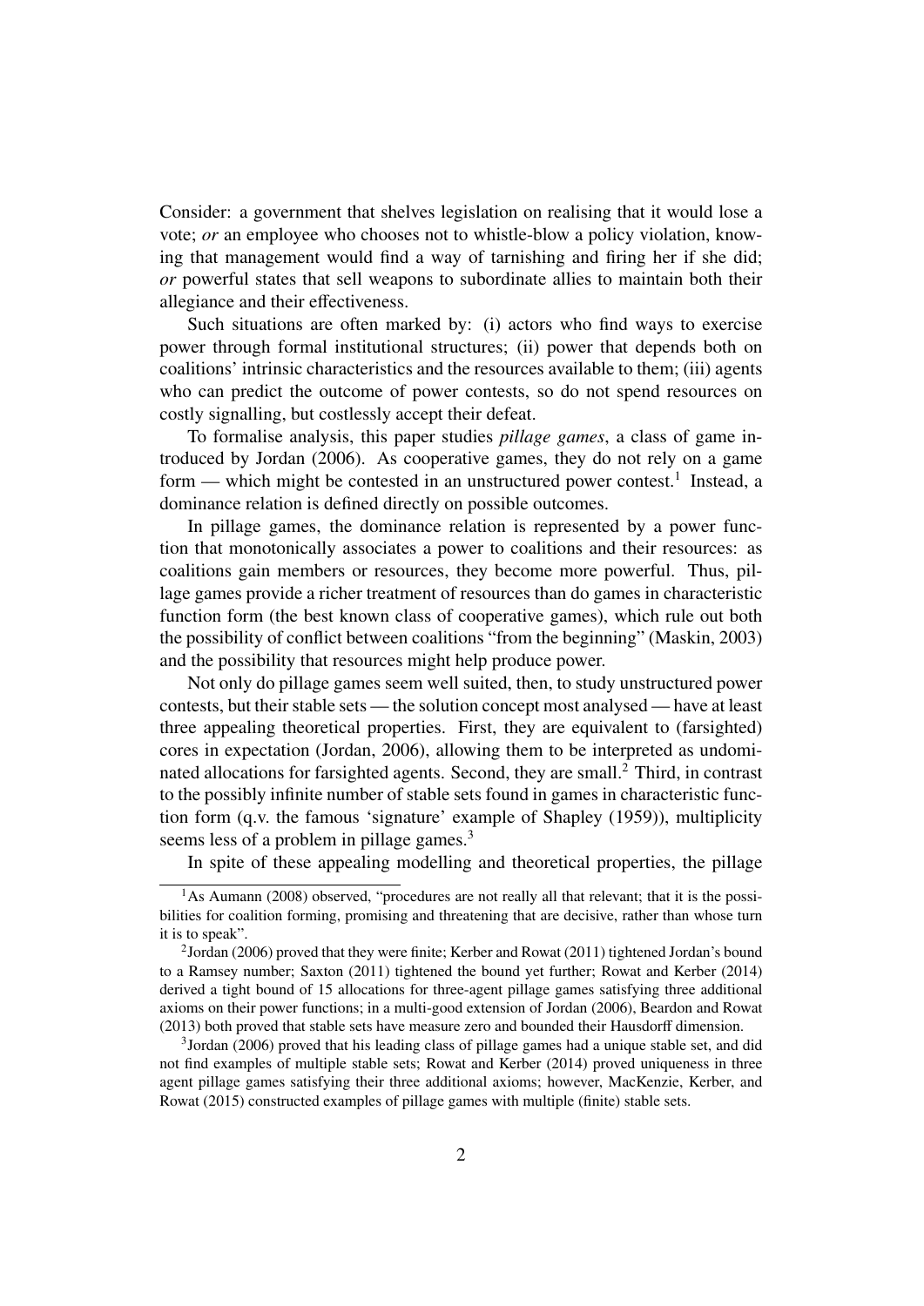Consider: a government that shelves legislation on realising that it would lose a vote; *or* an employee who chooses not to whistle-blow a policy violation, knowing that management would find a way of tarnishing and firing her if she did; *or* powerful states that sell weapons to subordinate allies to maintain both their allegiance and their effectiveness.

Such situations are often marked by: (i) actors who find ways to exercise power through formal institutional structures; (ii) power that depends both on coalitions' intrinsic characteristics and the resources available to them; (iii) agents who can predict the outcome of power contests, so do not spend resources on costly signalling, but costlessly accept their defeat.

To formalise analysis, this paper studies *pillage games*, a class of game introduced by Jordan (2006). As cooperative games, they do not rely on a game form — which might be contested in an unstructured power contest.[1] Instead, a dominance relation is defined directly on possible outcomes.

In pillage games, the dominance relation is represented by a power function that monotonically associates a power to coalitions and their resources: as coalitions gain members or resources, they become more powerful. Thus, pillage games provide a richer treatment of resources than do games in characteristic function form (the best known class of cooperative games), which rule out both the possibility of conflict between coalitions "from the beginning" (Maskin, 2003) and the possibility that resources might help produce power.

Not only do pillage games seem well suited, then, to study unstructured power contests, but their stable sets — the solution concept most analysed — have at least three appealing theoretical properties. First, they are equivalent to (farsighted) cores in expectation (Jordan, 2006), allowing them to be interpreted as undominated allocations for farsighted agents. Second, they are small.[2] Third, in contrast to the possibly infinite number of stable sets found in games in characteristic function form (q.v. the famous 'signature' example of Shapley (1959)), multiplicity seems less of a problem in pillage games.[3]

In spite of these appealing modelling and theoretical properties, the pillage

---

[1] As Aumann (2008) observed, "procedures are not really all that relevant; that it is the possibilities for coalition forming, promising and threatening that are decisive, rather than whose turn it is to speak".

[2] Jordan (2006) proved that they were finite; Kerber and Rowat (2011) tightened Jordan's bound to a Ramsey number; Saxton (2011) tightened the bound yet further; Rowat and Kerber (2014) derived a tight bound of 15 allocations for three-agent pillage games satisfying three additional axioms on their power functions; in a multi-good extension of Jordan (2006), Beardon and Rowat (2013) both proved that stable sets have measure zero and bounded their Hausdorff dimension.

[3] Jordan (2006) proved that his leading class of pillage games had a unique stable set, and did not find examples of multiple stable sets; Rowat and Kerber (2014) proved uniqueness in three agent pillage games satisfying their three additional axioms; however, MacKenzie, Kerber, and Rowat (2015) constructed examples of pillage games with multiple (finite) stable sets.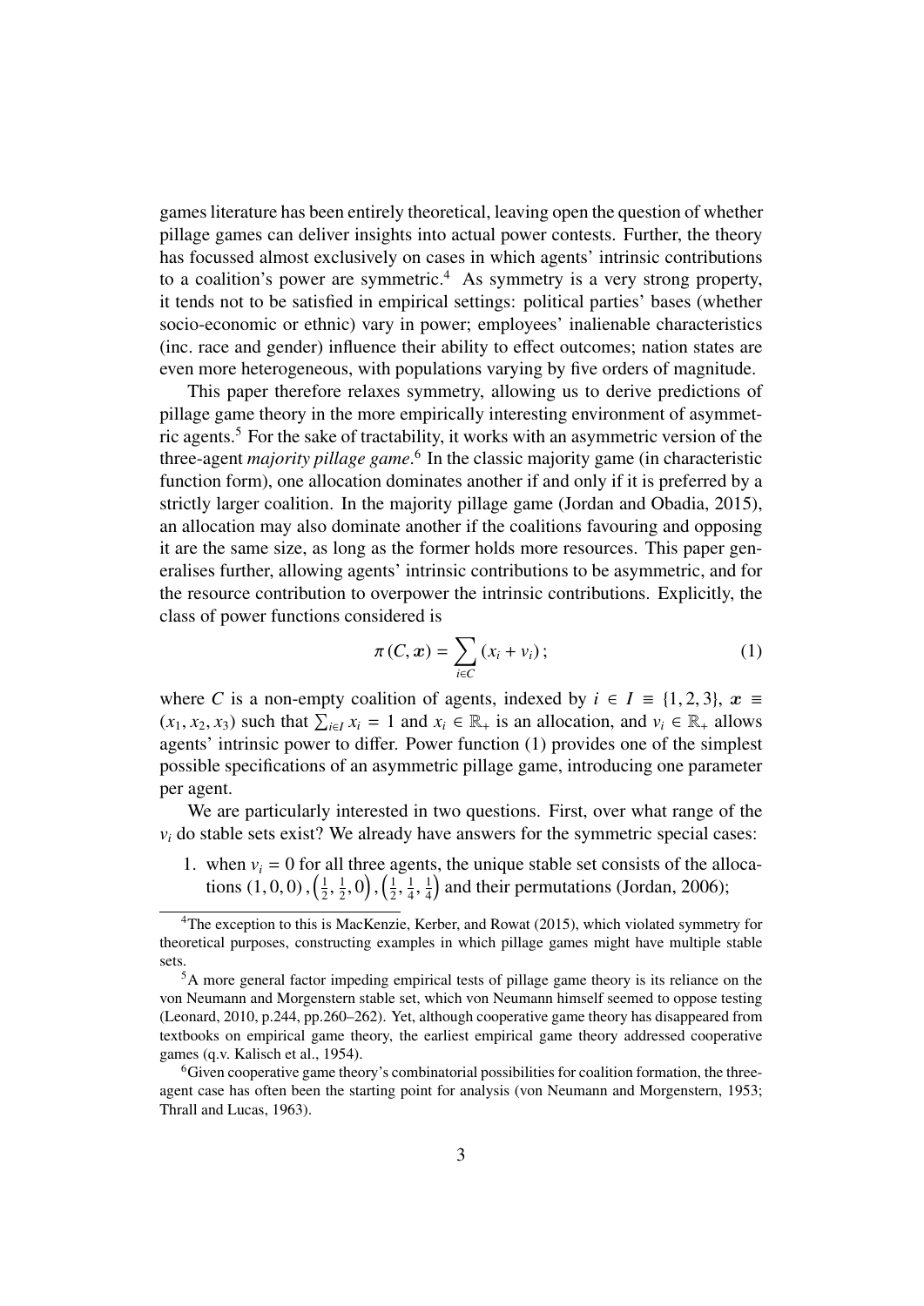games literature has been entirely theoretical, leaving open the question of whether pillage games can deliver insights into actual power contests. Further, the theory has focussed almost exclusively on cases in which agents' intrinsic contributions to a coalition's power are symmetric.[4] As symmetry is a very strong property, it tends not to be satisfied in empirical settings: political parties' bases (whether socio-economic or ethnic) vary in power; employees' inalienable characteristics (inc. race and gender) influence their ability to effect outcomes; nation states are even more heterogeneous, with populations varying by five orders of magnitude.

This paper therefore relaxes symmetry, allowing us to derive predictions of pillage game theory in the more empirically interesting environment of asymmetric agents.[5] For the sake of tractability, it works with an asymmetric version of the three-agent *majority pillage game*.[6] In the classic majority game (in characteristic function form), one allocation dominates another if and only if it is preferred by a strictly larger coalition. In the majority pillage game (Jordan and Obadia, 2015), an allocation may also dominate another if the coalitions favouring and opposing it are the same size, as long as the former holds more resources. This paper generalises further, allowing agents' intrinsic contributions to be asymmetric, and for the resource contribution to overpower the intrinsic contributions. Explicitly, the class of power functions considered is

$$\pi(C, \boldsymbol{x}) = \sum_{i \in C} (x_i + v_i); \tag{1}$$

where $C$ is a non-empty coalition of agents, indexed by $i \in I \equiv \{1, 2, 3\}$, $\boldsymbol{x} \equiv (x_1, x_2, x_3)$ such that $\sum_{i \in I} x_i = 1$ and $x_i \in \mathbb{R}_+$ is an allocation, and $v_i \in \mathbb{R}_+$ allows agents' intrinsic power to differ. Power function (1) provides one of the simplest possible specifications of an asymmetric pillage game, introducing one parameter per agent.

We are particularly interested in two questions. First, over what range of the $v_i$ do stable sets exist? We already have answers for the symmetric special cases:

1. when $v_i = 0$ for all three agents, the unique stable set consists of the allocations $(1, 0, 0)$, $\left(\frac{1}{2}, \frac{1}{2}, 0\right)$, $\left(\frac{1}{2}, \frac{1}{4}, \frac{1}{4}\right)$ and their permutations (Jordan, 2006);

[4] The exception to this is MacKenzie, Kerber, and Rowat (2015), which violated symmetry for theoretical purposes, constructing examples in which pillage games might have multiple stable sets.

[5] A more general factor impeding empirical tests of pillage game theory is its reliance on the von Neumann and Morgenstern stable set, which von Neumann himself seemed to oppose testing (Leonard, 2010, p.244, pp.260–262). Yet, although cooperative game theory has disappeared from textbooks on empirical game theory, the earliest empirical game theory addressed cooperative games (q.v. Kalisch et al., 1954).

[6] Given cooperative game theory's combinatorial possibilities for coalition formation, the three-agent case has often been the starting point for analysis (von Neumann and Morgenstern, 1953; Thrall and Lucas, 1963).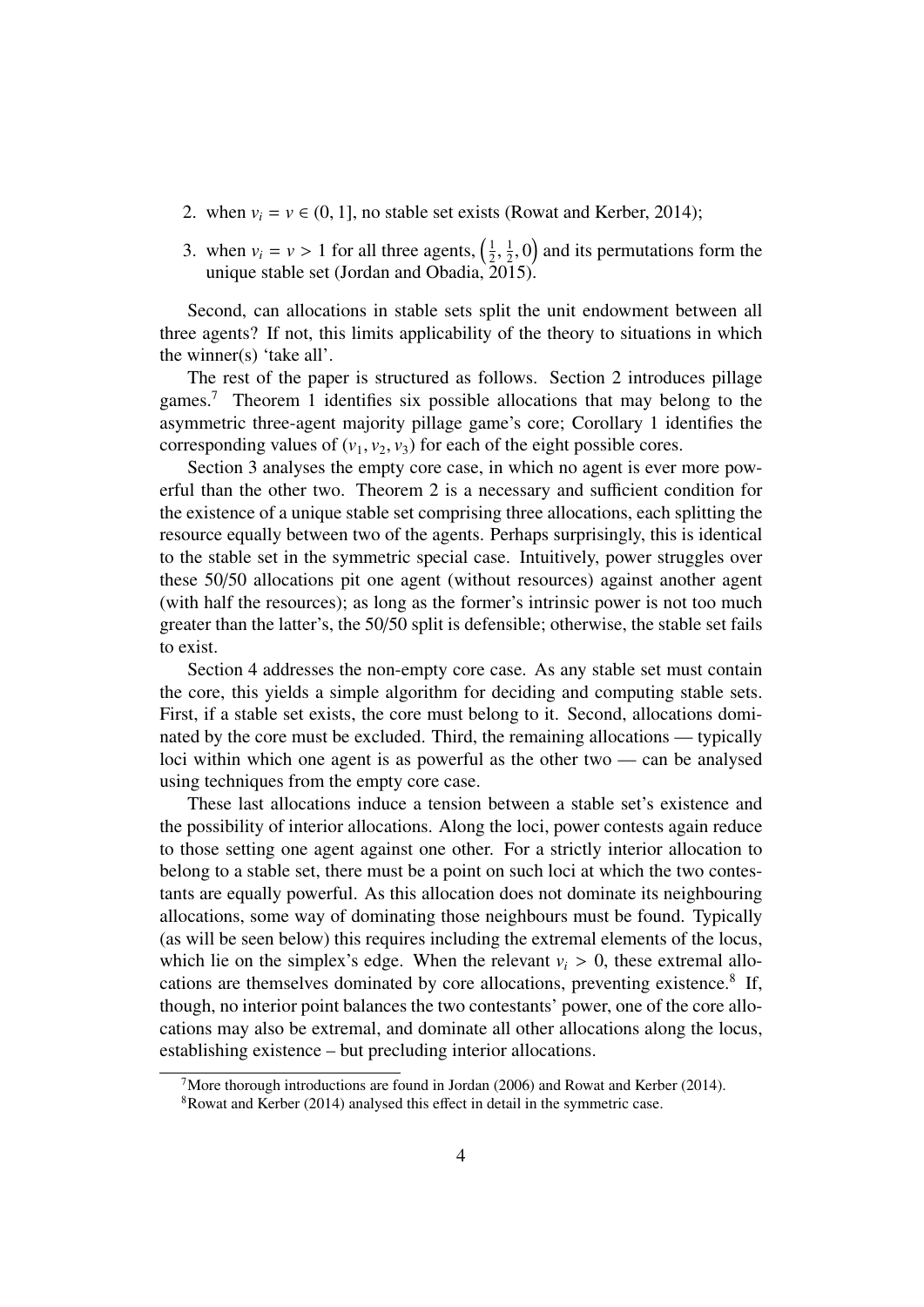2. when $v_i = v \in (0, 1]$, no stable set exists (Rowat and Kerber, 2014);
3. when $v_i = v > 1$ for all three agents, $\left(\frac{1}{2}, \frac{1}{2}, 0\right)$ and its permutations form the unique stable set (Jordan and Obadia, 2015).

Second, can allocations in stable sets split the unit endowment between all three agents? If not, this limits applicability of the theory to situations in which the winner(s) 'take all'.

The rest of the paper is structured as follows. Section 2 introduces pillage games.[7] Theorem 1 identifies six possible allocations that may belong to the asymmetric three-agent majority pillage game's core; Corollary 1 identifies the corresponding values of $(v_1, v_2, v_3)$ for each of the eight possible cores.

Section 3 analyses the empty core case, in which no agent is ever more powerful than the other two. Theorem 2 is a necessary and sufficient condition for the existence of a unique stable set comprising three allocations, each splitting the resource equally between two of the agents. Perhaps surprisingly, this is identical to the stable set in the symmetric special case. Intuitively, power struggles over these 50/50 allocations pit one agent (without resources) against another agent (with half the resources); as long as the former's intrinsic power is not too much greater than the latter's, the 50/50 split is defensible; otherwise, the stable set fails to exist.

Section 4 addresses the non-empty core case. As any stable set must contain the core, this yields a simple algorithm for deciding and computing stable sets. First, if a stable set exists, the core must belong to it. Second, allocations dominated by the core must be excluded. Third, the remaining allocations — typically loci within which one agent is as powerful as the other two — can be analysed using techniques from the empty core case.

These last allocations induce a tension between a stable set's existence and the possibility of interior allocations. Along the loci, power contests again reduce to those setting one agent against one other. For a strictly interior allocation to belong to a stable set, there must be a point on such loci at which the two contestants are equally powerful. As this allocation does not dominate its neighbouring allocations, some way of dominating those neighbours must be found. Typically (as will be seen below) this requires including the extremal elements of the locus, which lie on the simplex's edge. When the relevant $v_i > 0$, these extremal allocations are themselves dominated by core allocations, preventing existence.[8] If, though, no interior point balances the two contestants' power, one of the core allocations may also be extremal, and dominate all other allocations along the locus, establishing existence – but precluding interior allocations.

[7] More thorough introductions are found in Jordan (2006) and Rowat and Kerber (2014).

[8] Rowat and Kerber (2014) analysed this effect in detail in the symmetric case.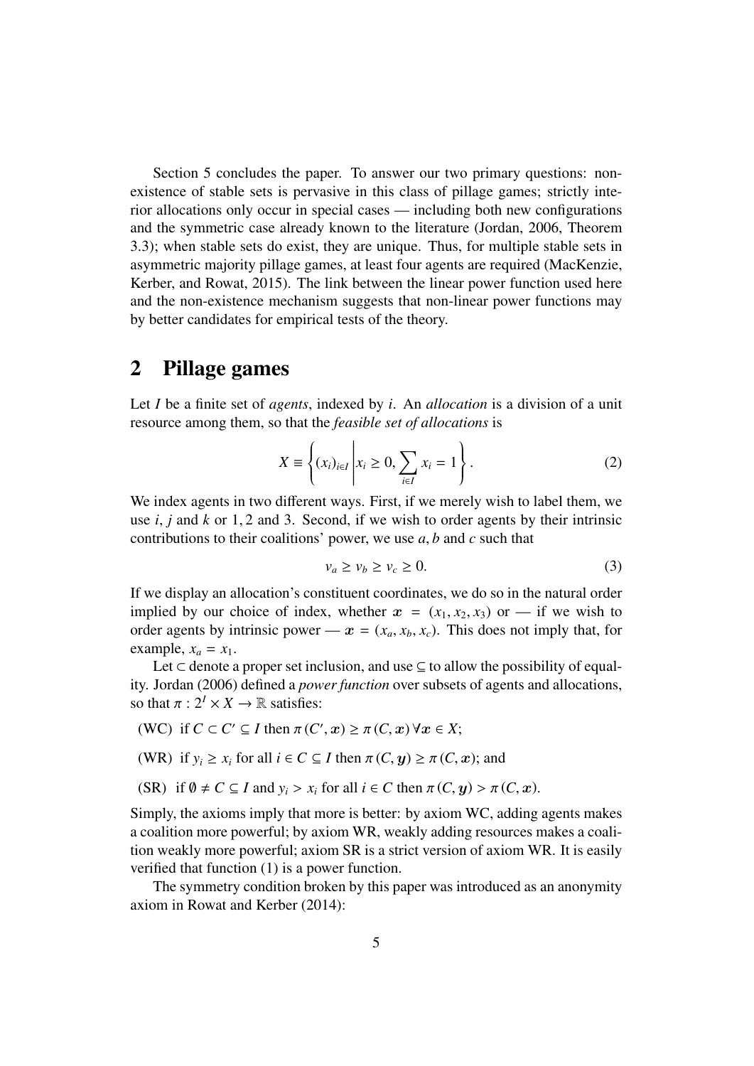Section 5 concludes the paper. To answer our two primary questions: non-existence of stable sets is pervasive in this class of pillage games; strictly interior allocations only occur in special cases — including both new configurations and the symmetric case already known to the literature (Jordan, 2006, Theorem 3.3); when stable sets do exist, they are unique. Thus, for multiple stable sets in asymmetric majority pillage games, at least four agents are required (MacKenzie, Kerber, and Rowat, 2015). The link between the linear power function used here and the non-existence mechanism suggests that non-linear power functions may by better candidates for empirical tests of the theory.

## 2 Pillage games

Let $I$ be a finite set of *agents*, indexed by $i$. An *allocation* is a division of a unit resource among them, so that the *feasible set of allocations* is

$$X \equiv \left\{ (x_i)_{i \in I} \,\middle|\, x_i \geq 0, \sum_{i \in I} x_i = 1 \right\}. \tag{2}$$

We index agents in two different ways. First, if we merely wish to label them, we use $i$, $j$ and $k$ or $1, 2$ and $3$. Second, if we wish to order agents by their intrinsic contributions to their coalitions' power, we use $a, b$ and $c$ such that

$$v_a \geq v_b \geq v_c \geq 0. \tag{3}$$

If we display an allocation's constituent coordinates, we do so in the natural order implied by our choice of index, whether $\boldsymbol{x} = (x_1, x_2, x_3)$ or — if we wish to order agents by intrinsic power — $\boldsymbol{x} = (x_a, x_b, x_c)$. This does not imply that, for example, $x_a = x_1$.

Let $\subset$ denote a proper set inclusion, and use $\subseteq$ to allow the possibility of equality. Jordan (2006) defined a *power function* over subsets of agents and allocations, so that $\pi : 2^I \times X \to \mathbb{R}$ satisfies:

(WC) if $C \subset C' \subseteq I$ then $\pi(C', \boldsymbol{x}) \geq \pi(C, \boldsymbol{x}) \, \forall \boldsymbol{x} \in X$;

(WR) if $y_i \geq x_i$ for all $i \in C \subseteq I$ then $\pi(C, \boldsymbol{y}) \geq \pi(C, \boldsymbol{x})$; and

(SR) if $\emptyset \neq C \subseteq I$ and $y_i > x_i$ for all $i \in C$ then $\pi(C, \boldsymbol{y}) > \pi(C, \boldsymbol{x})$.

Simply, the axioms imply that more is better: by axiom WC, adding agents makes a coalition more powerful; by axiom WR, weakly adding resources makes a coalition weakly more powerful; axiom SR is a strict version of axiom WR. It is easily verified that function (1) is a power function.

The symmetry condition broken by this paper was introduced as an anonymity axiom in Rowat and Kerber (2014):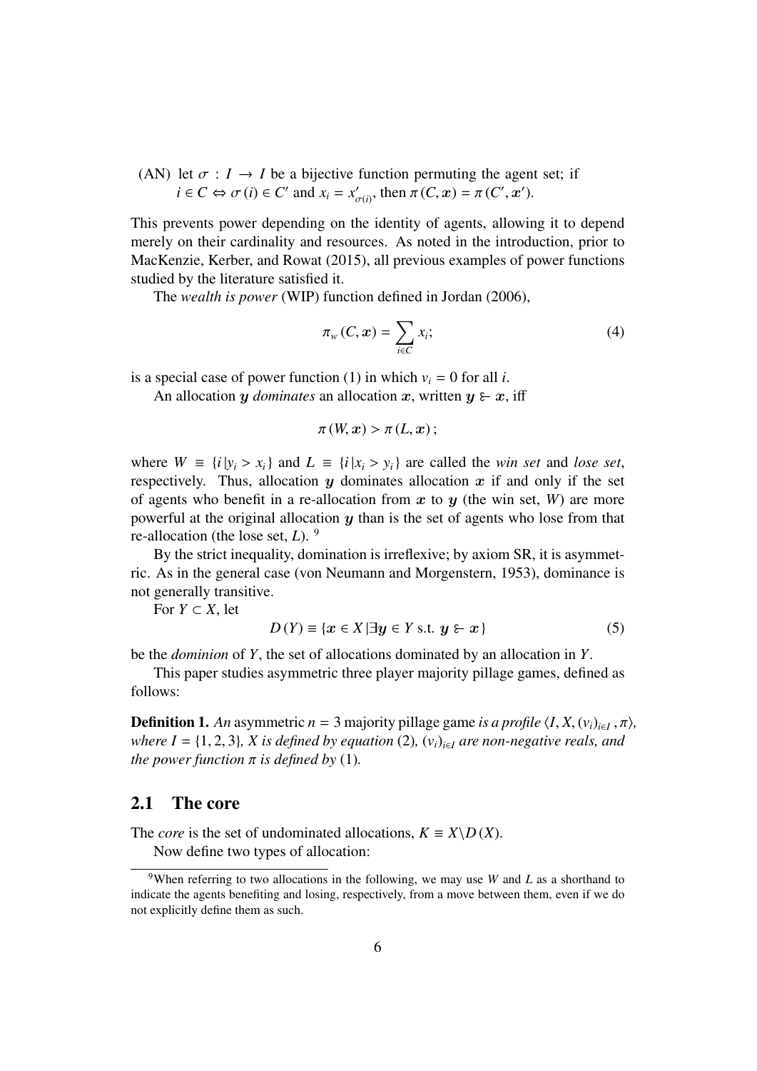(AN) let $\sigma : I \to I$ be a bijective function permuting the agent set; if $i \in C \Leftrightarrow \sigma(i) \in C'$ and $x_i = x'_{\sigma(i)}$, then $\pi(C, \boldsymbol{x}) = \pi(C', \boldsymbol{x}')$.

This prevents power depending on the identity of agents, allowing it to depend merely on their cardinality and resources. As noted in the introduction, prior to MacKenzie, Kerber, and Rowat (2015), all previous examples of power functions studied by the literature satisfied it.

The *wealth is power* (WIP) function defined in Jordan (2006),

$$\pi_w(C, \boldsymbol{x}) = \sum_{i \in C} x_i; \tag{4}$$

is a special case of power function (1) in which $v_i = 0$ for all $i$.

An allocation $\boldsymbol{y}$ *dominates* an allocation $\boldsymbol{x}$, written $\boldsymbol{y} \succ \boldsymbol{x}$, iff

$$\pi(W, \boldsymbol{x}) > \pi(L, \boldsymbol{x});$$

where $W \equiv \{i | y_i > x_i\}$ and $L \equiv \{i | x_i > y_i\}$ are called the *win set* and *lose set*, respectively. Thus, allocation $\boldsymbol{y}$ dominates allocation $\boldsymbol{x}$ if and only if the set of agents who benefit in a re-allocation from $\boldsymbol{x}$ to $\boldsymbol{y}$ (the win set, $W$) are more powerful at the original allocation $\boldsymbol{y}$ than is the set of agents who lose from that re-allocation (the lose set, $L$). [9]

By the strict inequality, domination is irreflexive; by axiom SR, it is asymmetric. As in the general case (von Neumann and Morgenstern, 1953), dominance is not generally transitive.

For $Y \subset X$, let

$$D(Y) \equiv \{\boldsymbol{x} \in X | \exists \boldsymbol{y} \in Y \text{ s.t. } \boldsymbol{y} \succ \boldsymbol{x}\} \tag{5}$$

be the *dominion* of $Y$, the set of allocations dominated by an allocation in $Y$.

This paper studies asymmetric three player majority pillage games, defined as follows:

**Definition 1.** *An* asymmetric $n = 3$ majority pillage game *is a profile* $\langle I, X, (v_i)_{i \in I}, \pi \rangle$*, where* $I = \{1, 2, 3\}$*,* $X$ *is defined by equation* (2)*,* $(v_i)_{i \in I}$ *are non-negative reals, and the power function* $\pi$ *is defined by* (1)*.*

## 2.1 The core

The *core* is the set of undominated allocations, $K \equiv X \backslash D(X)$.

Now define two types of allocation:

---

[9] When referring to two allocations in the following, we may use $W$ and $L$ as a shorthand to indicate the agents benefiting and losing, respectively, from a move between them, even if we do not explicitly define them as such.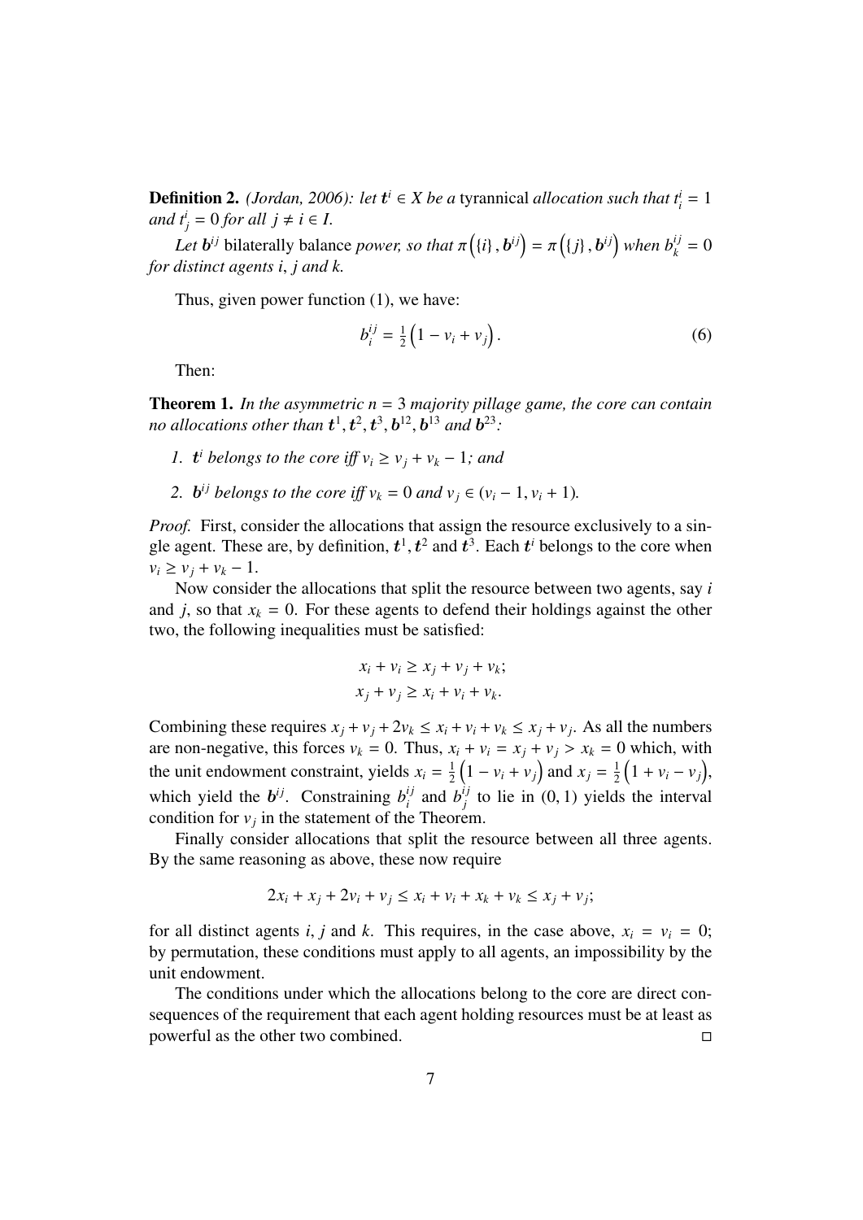**Definition 2.** *(Jordan, 2006): let $\boldsymbol{t}^i \in X$ be a* tyrannical *allocation such that $t^i_i = 1$ and $t^i_j = 0$ for all $j \neq i \in I$.*

*Let $\boldsymbol{b}^{ij}$* bilaterally balance *power, so that $\pi\left(\{i\}, \boldsymbol{b}^{ij}\right) = \pi\left(\{j\}, \boldsymbol{b}^{ij}\right)$ when $b^{ij}_k = 0$ for distinct agents $i$, $j$ and $k$.*

Thus, given power function (1), we have:

$$b^{ij}_i = \tfrac{1}{2}\left(1 - v_i + v_j\right). \tag{6}$$

Then:

**Theorem 1.** *In the asymmetric $n = 3$ majority pillage game, the core can contain no allocations other than $\boldsymbol{t}^1, \boldsymbol{t}^2, \boldsymbol{t}^3, \boldsymbol{b}^{12}, \boldsymbol{b}^{13}$ and $\boldsymbol{b}^{23}$:*

1. *$\boldsymbol{t}^i$ belongs to the core iff $v_i \geq v_j + v_k - 1$; and*

2. *$\boldsymbol{b}^{ij}$ belongs to the core iff $v_k = 0$ and $v_j \in (v_i - 1, v_i + 1)$.*

*Proof.* First, consider the allocations that assign the resource exclusively to a single agent. These are, by definition, $\boldsymbol{t}^1, \boldsymbol{t}^2$ and $\boldsymbol{t}^3$. Each $\boldsymbol{t}^i$ belongs to the core when $v_i \geq v_j + v_k - 1$.

Now consider the allocations that split the resource between two agents, say $i$ and $j$, so that $x_k = 0$. For these agents to defend their holdings against the other two, the following inequalities must be satisfied:

$$\begin{aligned} x_i + v_i &\geq x_j + v_j + v_k; \\ x_j + v_j &\geq x_i + v_i + v_k. \end{aligned}$$

Combining these requires $x_j + v_j + 2v_k \leq x_i + v_i + v_k \leq x_j + v_j$. As all the numbers are non-negative, this forces $v_k = 0$. Thus, $x_i + v_i = x_j + v_j > x_k = 0$ which, with the unit endowment constraint, yields $x_i = \frac{1}{2}\left(1 - v_i + v_j\right)$ and $x_j = \frac{1}{2}\left(1 + v_i - v_j\right)$, which yield the $\boldsymbol{b}^{ij}$. Constraining $b^{ij}_i$ and $b^{ij}_j$ to lie in $(0, 1)$ yields the interval condition for $v_j$ in the statement of the Theorem.

Finally consider allocations that split the resource between all three agents. By the same reasoning as above, these now require

$$2x_i + x_j + 2v_i + v_j \leq x_i + v_i + x_k + v_k \leq x_j + v_j;$$

for all distinct agents $i$, $j$ and $k$. This requires, in the case above, $x_i = v_i = 0$; by permutation, these conditions must apply to all agents, an impossibility by the unit endowment.

The conditions under which the allocations belong to the core are direct consequences of the requirement that each agent holding resources must be at least as powerful as the other two combined. □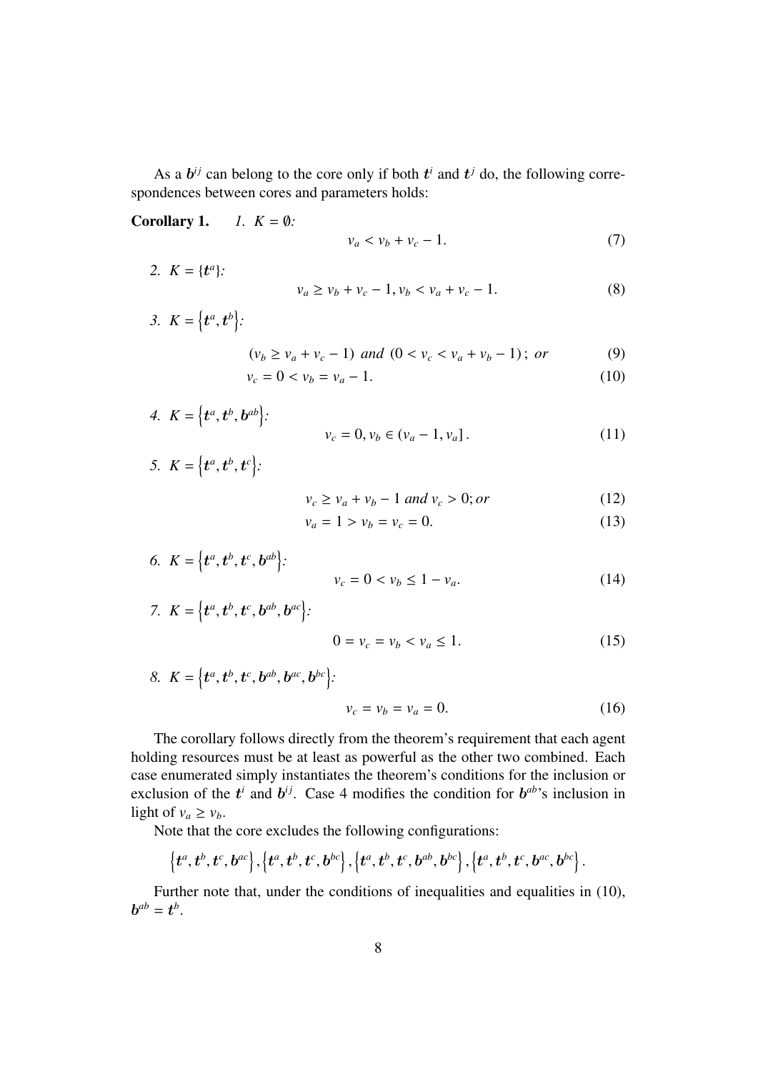As a $\boldsymbol{b}^{ij}$ can belong to the core only if both $\boldsymbol{t}^i$ and $\boldsymbol{t}^j$ do, the following correspondences between cores and parameters holds:

**Corollary 1.** *1.* $K = \emptyset$*:*

$$v_a < v_b + v_c - 1. \tag{7}$$

*2.* $K = \{\boldsymbol{t}^a\}$*:*

$$v_a \geq v_b + v_c - 1, v_b < v_a + v_c - 1. \tag{8}$$

*3.* $K = \left\{\boldsymbol{t}^a, \boldsymbol{t}^b\right\}$*:*

$$(v_b \geq v_a + v_c - 1) \text{ and } (0 < v_c < v_a + v_b - 1); \text{ or} \tag{9}$$

$$v_c = 0 < v_b = v_a - 1. \tag{10}$$

*4.* $K = \left\{\boldsymbol{t}^a, \boldsymbol{t}^b, \boldsymbol{b}^{ab}\right\}$*:*

$$v_c = 0, v_b \in (v_a - 1, v_a]. \tag{11}$$

*5.* $K = \left\{\boldsymbol{t}^a, \boldsymbol{t}^b, \boldsymbol{t}^c\right\}$*:*

$$v_c \geq v_a + v_b - 1 \text{ and } v_c > 0; \text{or} \tag{12}$$

$$v_a = 1 > v_b = v_c = 0. \tag{13}$$

*6.* $K = \left\{\boldsymbol{t}^a, \boldsymbol{t}^b, \boldsymbol{t}^c, \boldsymbol{b}^{ab}\right\}$*:*

$$v_c = 0 < v_b \leq 1 - v_a. \tag{14}$$

*7.* $K = \left\{\boldsymbol{t}^a, \boldsymbol{t}^b, \boldsymbol{t}^c, \boldsymbol{b}^{ab}, \boldsymbol{b}^{ac}\right\}$*:*

$$0 = v_c = v_b < v_a \leq 1. \tag{15}$$

*8.* $K = \left\{\boldsymbol{t}^a, \boldsymbol{t}^b, \boldsymbol{t}^c, \boldsymbol{b}^{ab}, \boldsymbol{b}^{ac}, \boldsymbol{b}^{bc}\right\}$*:*

$$v_c = v_b = v_a = 0. \tag{16}$$

The corollary follows directly from the theorem's requirement that each agent holding resources must be at least as powerful as the other two combined. Each case enumerated simply instantiates the theorem's conditions for the inclusion or exclusion of the $\boldsymbol{t}^i$ and $\boldsymbol{b}^{ij}$. Case 4 modifies the condition for $\boldsymbol{b}^{ab}$'s inclusion in light of $v_a \geq v_b$.

Note that the core excludes the following configurations:

$$\left\{\boldsymbol{t}^a, \boldsymbol{t}^b, \boldsymbol{t}^c, \boldsymbol{b}^{ac}\right\}, \left\{\boldsymbol{t}^a, \boldsymbol{t}^b, \boldsymbol{t}^c, \boldsymbol{b}^{bc}\right\}, \left\{\boldsymbol{t}^a, \boldsymbol{t}^b, \boldsymbol{t}^c, \boldsymbol{b}^{ab}, \boldsymbol{b}^{bc}\right\}, \left\{\boldsymbol{t}^a, \boldsymbol{t}^b, \boldsymbol{t}^c, \boldsymbol{b}^{ac}, \boldsymbol{b}^{bc}\right\}.$$

Further note that, under the conditions of inequalities and equalities in (10), $\boldsymbol{b}^{ab} = \boldsymbol{t}^b$.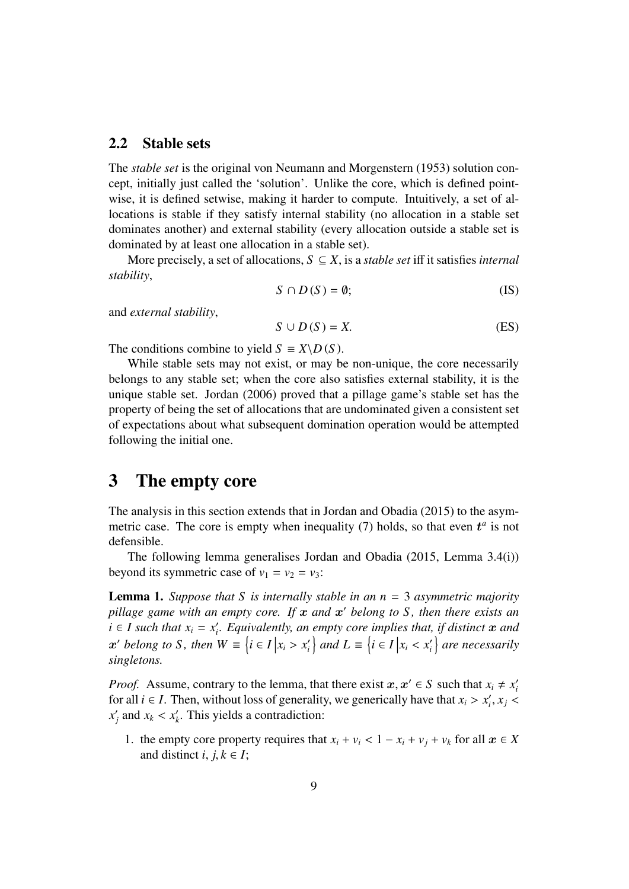## 2.2 Stable sets

The *stable set* is the original von Neumann and Morgenstern (1953) solution concept, initially just called the 'solution'. Unlike the core, which is defined pointwise, it is defined setwise, making it harder to compute. Intuitively, a set of allocations is stable if they satisfy internal stability (no allocation in a stable set dominates another) and external stability (every allocation outside a stable set is dominated by at least one allocation in a stable set).

More precisely, a set of allocations, $S \subseteq X$, is a *stable set* iff it satisfies *internal stability*,

$$S \cap D(S) = \emptyset; \tag{IS}$$

and *external stability*,

$$S \cup D(S) = X. \tag{ES}$$

The conditions combine to yield $S \equiv X \backslash D(S)$.

While stable sets may not exist, or may be non-unique, the core necessarily belongs to any stable set; when the core also satisfies external stability, it is the unique stable set. Jordan (2006) proved that a pillage game's stable set has the property of being the set of allocations that are undominated given a consistent set of expectations about what subsequent domination operation would be attempted following the initial one.

# 3 The empty core

The analysis in this section extends that in Jordan and Obadia (2015) to the asymmetric case. The core is empty when inequality (7) holds, so that even $\boldsymbol{t}^a$ is not defensible.

The following lemma generalises Jordan and Obadia (2015, Lemma 3.4(i)) beyond its symmetric case of $v_1 = v_2 = v_3$:

**Lemma 1.** *Suppose that $S$ is internally stable in an $n = 3$ asymmetric majority pillage game with an empty core. If $\boldsymbol{x}$ and $\boldsymbol{x}'$ belong to $S$, then there exists an $i \in I$ such that $x_i = x'_i$. Equivalently, an empty core implies that, if distinct $\boldsymbol{x}$ and $\boldsymbol{x}'$ belong to $S$, then $W \equiv \left\{ i \in I \middle| x_i > x'_i \right\}$ and $L \equiv \left\{ i \in I \middle| x_i < x'_i \right\}$ are necessarily singletons.*

*Proof.* Assume, contrary to the lemma, that there exist $\boldsymbol{x}, \boldsymbol{x}' \in S$ such that $x_i \neq x'_i$ for all $i \in I$. Then, without loss of generality, we generically have that $x_i > x'_i$, $x_j < x'_j$ and $x_k < x'_k$. This yields a contradiction:

1. the empty core property requires that $x_i + v_i < 1 - x_i + v_j + v_k$ for all $\boldsymbol{x} \in X$ and distinct $i, j, k \in I$;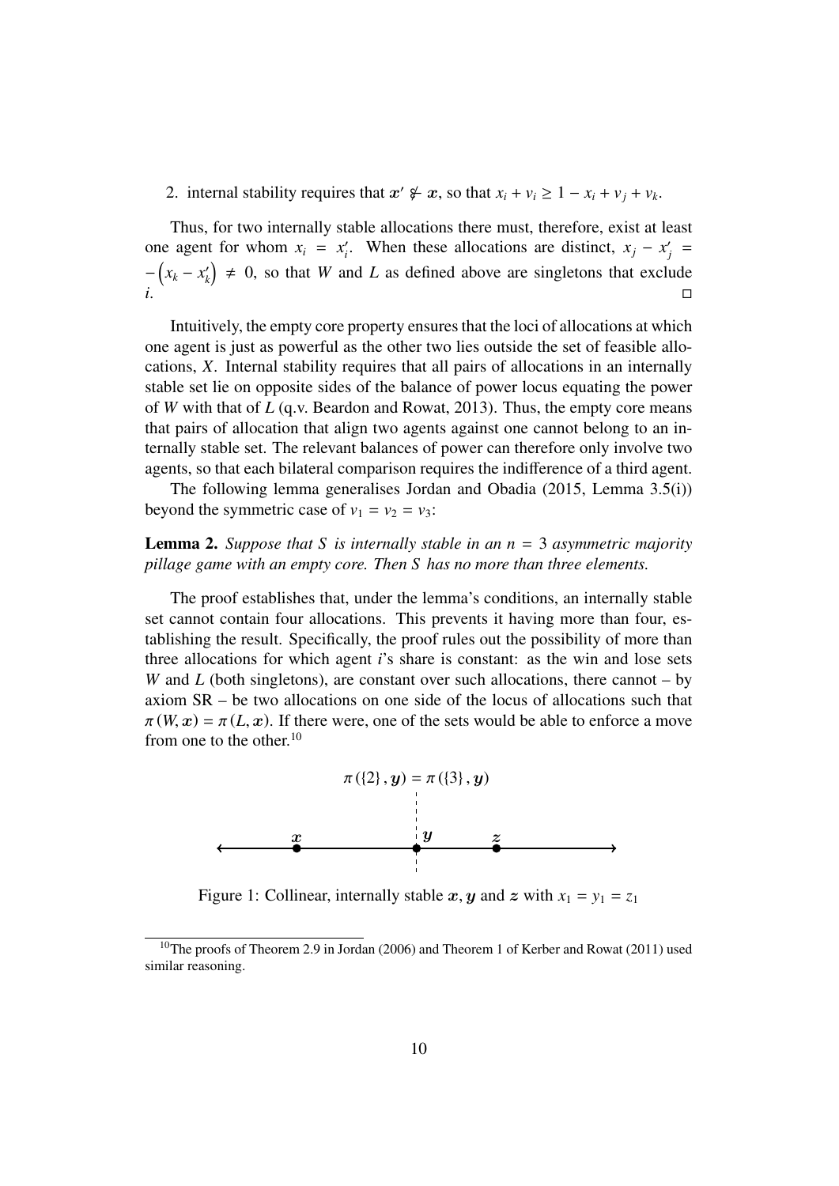2. internal stability requires that $\boldsymbol{x}' \not\succ \boldsymbol{x}$, so that $x_i + v_i \geq 1 - x_i + v_j + v_k$.

Thus, for two internally stable allocations there must, therefore, exist at least one agent for whom $x_i = x_i'$. When these allocations are distinct, $x_j - x_j' = -\left(x_k - x_k'\right) \neq 0$, so that $W$ and $L$ as defined above are singletons that exclude $i$. □

Intuitively, the empty core property ensures that the loci of allocations at which one agent is just as powerful as the other two lies outside the set of feasible allocations, $X$. Internal stability requires that all pairs of allocations in an internally stable set lie on opposite sides of the balance of power locus equating the power of $W$ with that of $L$ (q.v. Beardon and Rowat, 2013). Thus, the empty core means that pairs of allocation that align two agents against one cannot belong to an internally stable set. The relevant balances of power can therefore only involve two agents, so that each bilateral comparison requires the indifference of a third agent.

The following lemma generalises Jordan and Obadia (2015, Lemma 3.5(i)) beyond the symmetric case of $v_1 = v_2 = v_3$:

**Lemma 2.** *Suppose that $S$ is internally stable in an $n = 3$ asymmetric majority pillage game with an empty core. Then $S$ has no more than three elements.*

The proof establishes that, under the lemma's conditions, an internally stable set cannot contain four allocations. This prevents it having more than four, establishing the result. Specifically, the proof rules out the possibility of more than three allocations for which agent $i$'s share is constant: as the win and lose sets $W$ and $L$ (both singletons), are constant over such allocations, there cannot – by axiom SR – be two allocations on one side of the locus of allocations such that $\pi(W, \boldsymbol{x}) = \pi(L, \boldsymbol{x})$. If there were, one of the sets would be able to enforce a move from one to the other.[10]

$\pi(\{2\}, \boldsymbol{y}) = \pi(\{3\}, \boldsymbol{y})$

$\boldsymbol{x}$ $\boldsymbol{y}$ $\boldsymbol{z}$

Figure 1: Collinear, internally stable $\boldsymbol{x}, \boldsymbol{y}$ and $\boldsymbol{z}$ with $x_1 = y_1 = z_1$

[10] The proofs of Theorem 2.9 in Jordan (2006) and Theorem 1 of Kerber and Rowat (2011) used similar reasoning.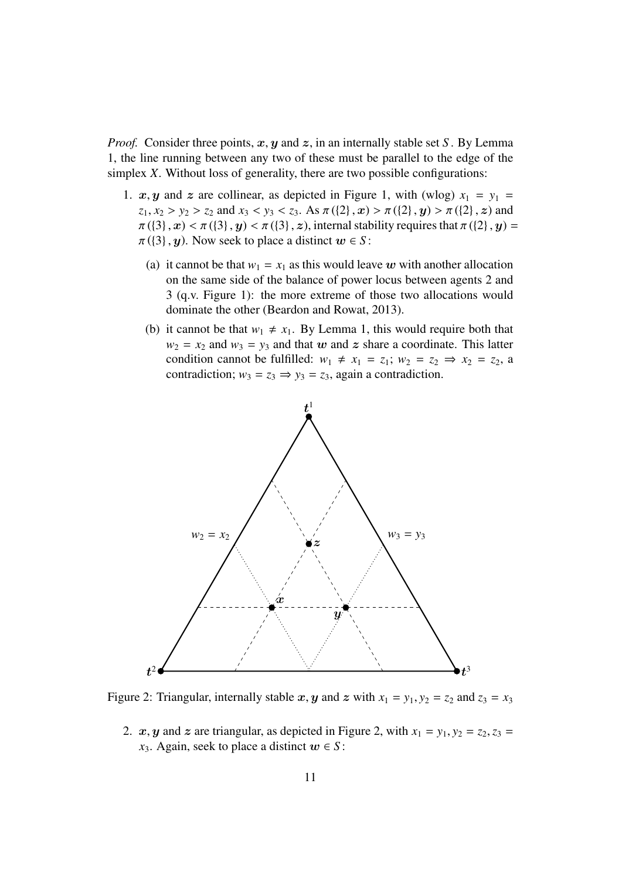*Proof.* Consider three points, $\boldsymbol{x}, \boldsymbol{y}$ and $\boldsymbol{z}$, in an internally stable set $S$. By Lemma 1, the line running between any two of these must be parallel to the edge of the simplex $X$. Without loss of generality, there are two possible configurations:

1. $\boldsymbol{x}, \boldsymbol{y}$ and $\boldsymbol{z}$ are collinear, as depicted in Figure 1, with (wlog) $x_1 = y_1 = z_1, x_2 > y_2 > z_2$ and $x_3 < y_3 < z_3$. As $\pi(\{2\}, \boldsymbol{x}) > \pi(\{2\}, \boldsymbol{y}) > \pi(\{2\}, \boldsymbol{z})$ and $\pi(\{3\}, \boldsymbol{x}) < \pi(\{3\}, \boldsymbol{y}) < \pi(\{3\}, \boldsymbol{z})$, internal stability requires that $\pi(\{2\}, \boldsymbol{y}) = \pi(\{3\}, \boldsymbol{y})$. Now seek to place a distinct $\boldsymbol{w} \in S$:

   (a) it cannot be that $w_1 = x_1$ as this would leave $\boldsymbol{w}$ with another allocation on the same side of the balance of power locus between agents 2 and 3 (q.v. Figure 1): the more extreme of those two allocations would dominate the other (Beardon and Rowat, 2013).

   (b) it cannot be that $w_1 \neq x_1$. By Lemma 1, this would require both that $w_2 = x_2$ and $w_3 = y_3$ and that $\boldsymbol{w}$ and $\boldsymbol{z}$ share a coordinate. This latter condition cannot be fulfilled: $w_1 \neq x_1 = z_1$; $w_2 = z_2 \Rightarrow x_2 = z_2$, a contradiction; $w_3 = z_3 \Rightarrow y_3 = z_3$, again a contradiction.

Figure 2: Triangular, internally stable $\boldsymbol{x}, \boldsymbol{y}$ and $\boldsymbol{z}$ with $x_1 = y_1, y_2 = z_2$ and $z_3 = x_3$

2. $\boldsymbol{x}, \boldsymbol{y}$ and $\boldsymbol{z}$ are triangular, as depicted in Figure 2, with $x_1 = y_1, y_2 = z_2, z_3 = x_3$. Again, seek to place a distinct $\boldsymbol{w} \in S$: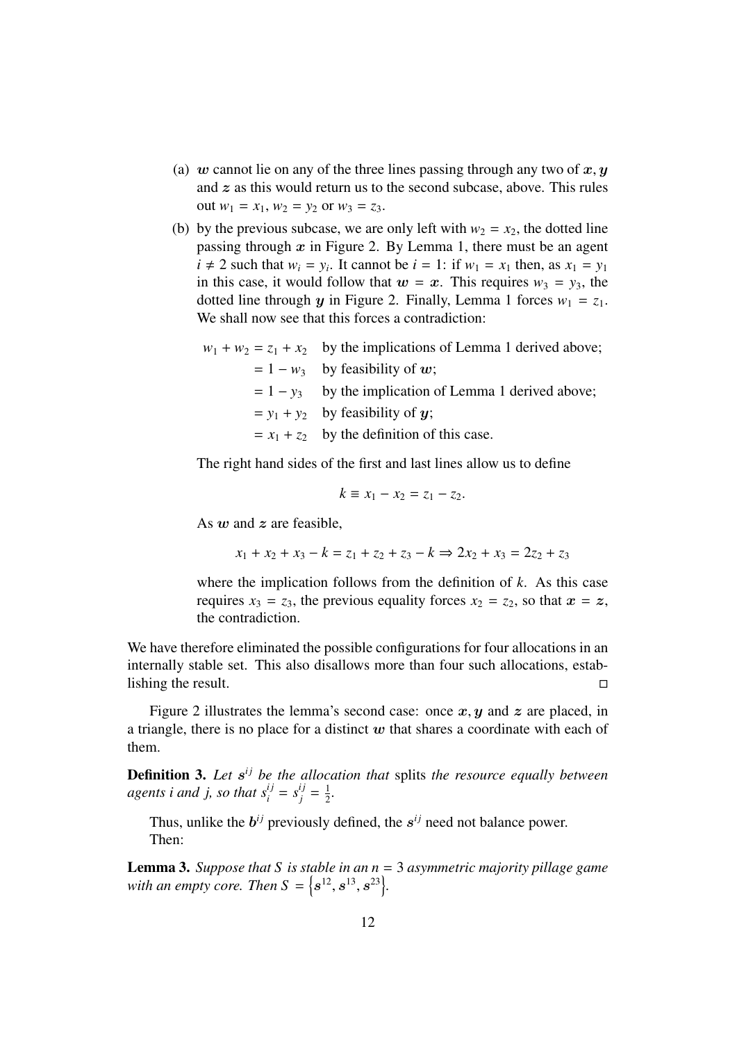(a) $\boldsymbol{w}$ cannot lie on any of the three lines passing through any two of $\boldsymbol{x}, \boldsymbol{y}$ and $\boldsymbol{z}$ as this would return us to the second subcase, above. This rules out $w_1 = x_1$, $w_2 = y_2$ or $w_3 = z_3$.

(b) by the previous subcase, we are only left with $w_2 = x_2$, the dotted line passing through $\boldsymbol{x}$ in Figure 2. By Lemma 1, there must be an agent $i \neq 2$ such that $w_i = y_i$. It cannot be $i = 1$: if $w_1 = x_1$ then, as $x_1 = y_1$ in this case, it would follow that $\boldsymbol{w} = \boldsymbol{x}$. This requires $w_3 = y_3$, the dotted line through $\boldsymbol{y}$ in Figure 2. Finally, Lemma 1 forces $w_1 = z_1$. We shall now see that this forces a contradiction:

$$
\begin{aligned}
w_1 + w_2 &= z_1 + x_2 && \text{by the implications of Lemma 1 derived above;} \\
&= 1 - w_3 && \text{by feasibility of } \boldsymbol{w}; \\
&= 1 - y_3 && \text{by the implication of Lemma 1 derived above;} \\
&= y_1 + y_2 && \text{by feasibility of } \boldsymbol{y}; \\
&= x_1 + z_2 && \text{by the definition of this case.}
\end{aligned}
$$

The right hand sides of the first and last lines allow us to define

$$k \equiv x_1 - x_2 = z_1 - z_2.$$

As $\boldsymbol{w}$ and $\boldsymbol{z}$ are feasible,

$$x_1 + x_2 + x_3 - k = z_1 + z_2 + z_3 - k \Rightarrow 2x_2 + x_3 = 2z_2 + z_3$$

where the implication follows from the definition of $k$. As this case requires $x_3 = z_3$, the previous equality forces $x_2 = z_2$, so that $\boldsymbol{x} = \boldsymbol{z}$, the contradiction.

We have therefore eliminated the possible configurations for four allocations in an internally stable set. This also disallows more than four such allocations, establishing the result. □

Figure 2 illustrates the lemma's second case: once $\boldsymbol{x}, \boldsymbol{y}$ and $\boldsymbol{z}$ are placed, in a triangle, there is no place for a distinct $\boldsymbol{w}$ that shares a coordinate with each of them.

**Definition 3.** *Let $\boldsymbol{s}^{ij}$ be the allocation that* splits *the resource equally between agents i and j, so that $s^{ij}_i = s^{ij}_j = \frac{1}{2}$.*

Thus, unlike the $\boldsymbol{b}^{ij}$ previously defined, the $\boldsymbol{s}^{ij}$ need not balance power.

Then:

**Lemma 3.** *Suppose that $S$ is stable in an $n = 3$ asymmetric majority pillage game with an empty core. Then $S = \left\{\boldsymbol{s}^{12}, \boldsymbol{s}^{13}, \boldsymbol{s}^{23}\right\}$.*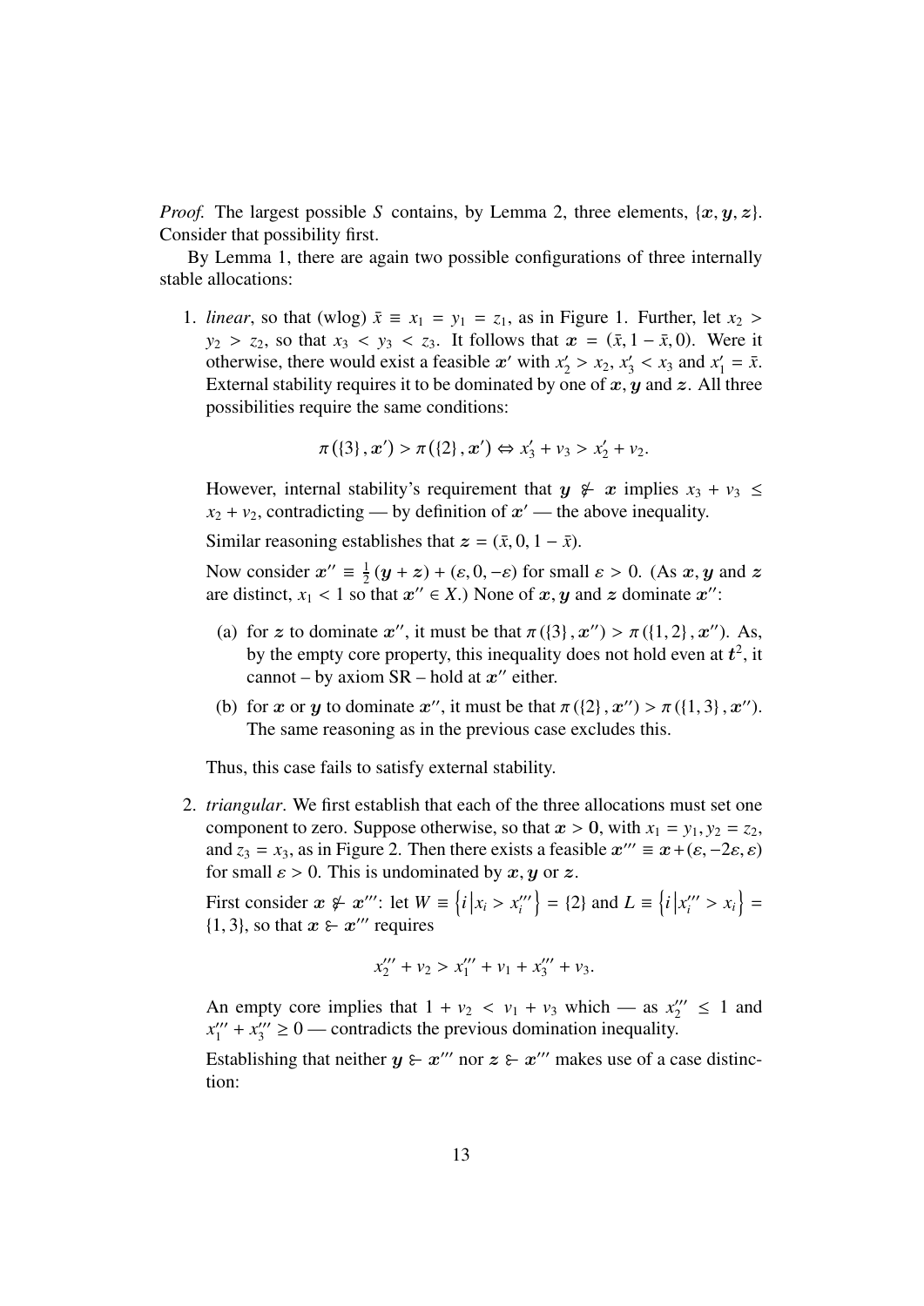*Proof.* The largest possible $S$ contains, by Lemma 2, three elements, $\{\boldsymbol{x}, \boldsymbol{y}, \boldsymbol{z}\}$. Consider that possibility first.

By Lemma 1, there are again two possible configurations of three internally stable allocations:

1. *linear*, so that (wlog) $\bar{x} \equiv x_1 = y_1 = z_1$, as in Figure 1. Further, let $x_2 > y_2 > z_2$, so that $x_3 < y_3 < z_3$. It follows that $\boldsymbol{x} = (\bar{x}, 1 - \bar{x}, 0)$. Were it otherwise, there would exist a feasible $\boldsymbol{x}'$ with $x'_2 > x_2$, $x'_3 < x_3$ and $x'_1 = \bar{x}$. External stability requires it to be dominated by one of $\boldsymbol{x}, \boldsymbol{y}$ and $\boldsymbol{z}$. All three possibilities require the same conditions:

   $$\pi(\{3\}, \boldsymbol{x}') > \pi(\{2\}, \boldsymbol{x}') \Leftrightarrow x'_3 + v_3 > x'_2 + v_2.$$

   However, internal stability's requirement that $\boldsymbol{y} \not\succeq \boldsymbol{x}$ implies $x_3 + v_3 \leq x_2 + v_2$, contradicting — by definition of $\boldsymbol{x}'$ — the above inequality.

   Similar reasoning establishes that $\boldsymbol{z} = (\bar{x}, 0, 1 - \bar{x})$.

   Now consider $\boldsymbol{x}'' \equiv \frac{1}{2}(\boldsymbol{y} + \boldsymbol{z}) + (\varepsilon, 0, -\varepsilon)$ for small $\varepsilon > 0$. (As $\boldsymbol{x}, \boldsymbol{y}$ and $\boldsymbol{z}$ are distinct, $x_1 < 1$ so that $\boldsymbol{x}'' \in X$.) None of $\boldsymbol{x}, \boldsymbol{y}$ and $\boldsymbol{z}$ dominate $\boldsymbol{x}''$:

   (a) for $\boldsymbol{z}$ to dominate $\boldsymbol{x}''$, it must be that $\pi(\{3\}, \boldsymbol{x}'') > \pi(\{1, 2\}, \boldsymbol{x}'')$. As, by the empty core property, this inequality does not hold even at $\boldsymbol{t}^2$, it cannot – by axiom SR – hold at $\boldsymbol{x}''$ either.

   (b) for $\boldsymbol{x}$ or $\boldsymbol{y}$ to dominate $\boldsymbol{x}''$, it must be that $\pi(\{2\}, \boldsymbol{x}'') > \pi(\{1, 3\}, \boldsymbol{x}'')$. The same reasoning as in the previous case excludes this.

   Thus, this case fails to satisfy external stability.

2. *triangular*. We first establish that each of the three allocations must set one component to zero. Suppose otherwise, so that $\boldsymbol{x} > \boldsymbol{0}$, with $x_1 = y_1, y_2 = z_2$, and $z_3 = x_3$, as in Figure 2. Then there exists a feasible $\boldsymbol{x}''' \equiv \boldsymbol{x} + (\varepsilon, -2\varepsilon, \varepsilon)$ for small $\varepsilon > 0$. This is undominated by $\boldsymbol{x}, \boldsymbol{y}$ or $\boldsymbol{z}$.

   First consider $\boldsymbol{x} \not\succeq \boldsymbol{x}'''$: let $W \equiv \left\{ i \middle| x_i > x'''_i \right\} = \{2\}$ and $L \equiv \left\{ i \middle| x'''_i > x_i \right\} = \{1, 3\}$, so that $\boldsymbol{x} \succeq \boldsymbol{x}'''$ requires

   $$x'''_2 + v_2 > x'''_1 + v_1 + x'''_3 + v_3.$$

   An empty core implies that $1 + v_2 < v_1 + v_3$ which — as $x'''_2 \leq 1$ and $x'''_1 + x'''_3 \geq 0$ — contradicts the previous domination inequality.

   Establishing that neither $\boldsymbol{y} \succeq \boldsymbol{x}'''$ nor $\boldsymbol{z} \succeq \boldsymbol{x}'''$ makes use of a case distinction: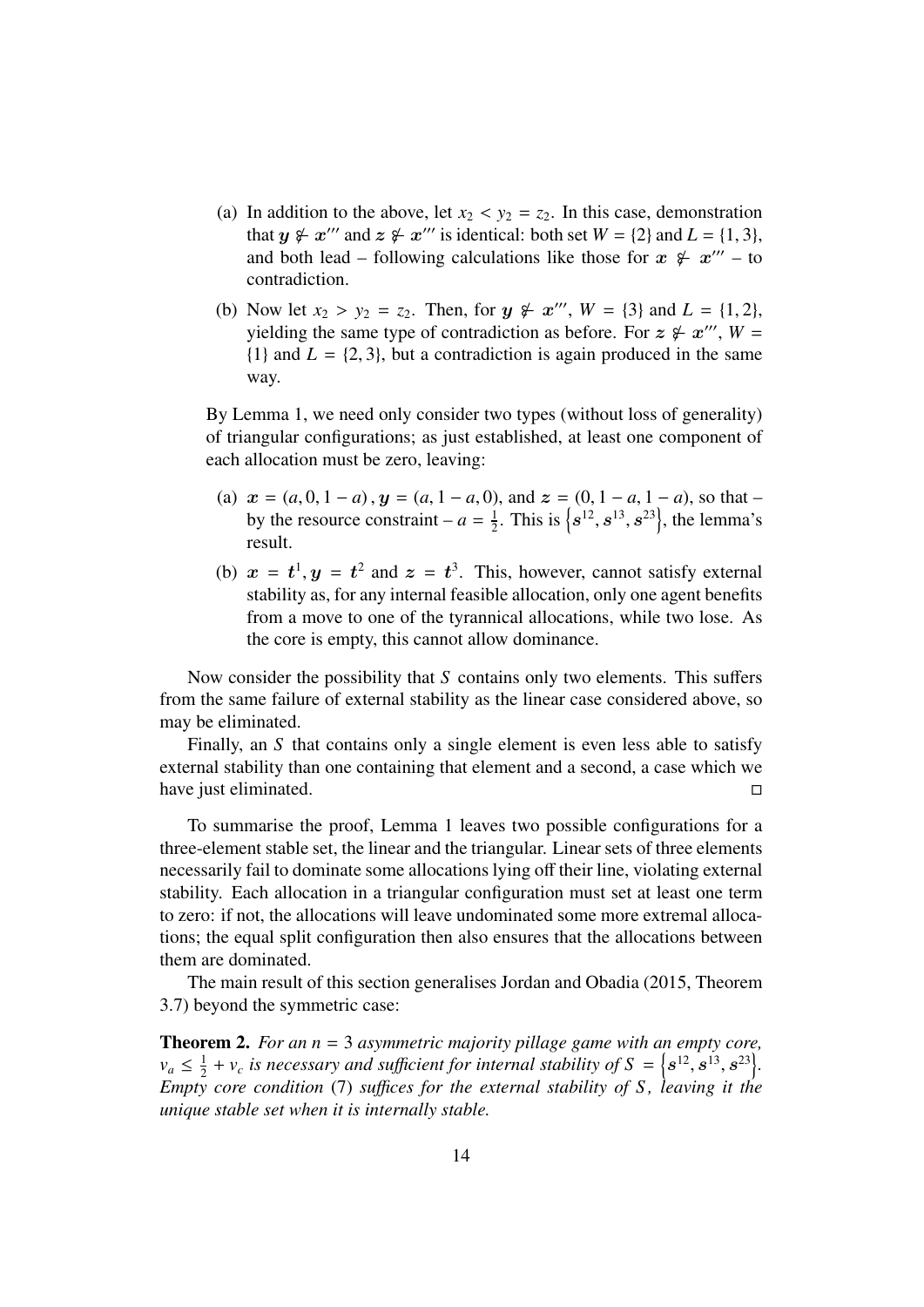(a) In addition to the above, let $x_2 < y_2 = z_2$. In this case, demonstration that $\boldsymbol{y} \not\succ \boldsymbol{x}'''$ and $\boldsymbol{z} \not\succ \boldsymbol{x}'''$ is identical: both set $W = \{2\}$ and $L = \{1, 3\}$, and both lead – following calculations like those for $\boldsymbol{x} \not\succ \boldsymbol{x}'''$ – to contradiction.

(b) Now let $x_2 > y_2 = z_2$. Then, for $\boldsymbol{y} \not\succ \boldsymbol{x}'''$, $W = \{3\}$ and $L = \{1, 2\}$, yielding the same type of contradiction as before. For $\boldsymbol{z} \not\succ \boldsymbol{x}'''$, $W = \{1\}$ and $L = \{2, 3\}$, but a contradiction is again produced in the same way.

By Lemma 1, we need only consider two types (without loss of generality) of triangular configurations; as just established, at least one component of each allocation must be zero, leaving:

(a) $\boldsymbol{x} = (a, 0, 1 - a)$, $\boldsymbol{y} = (a, 1 - a, 0)$, and $\boldsymbol{z} = (0, 1 - a, 1 - a)$, so that – by the resource constraint – $a = \frac{1}{2}$. This is $\left\{\boldsymbol{s}^{12}, \boldsymbol{s}^{13}, \boldsymbol{s}^{23}\right\}$, the lemma's result.

(b) $\boldsymbol{x} = \boldsymbol{t}^1, \boldsymbol{y} = \boldsymbol{t}^2$ and $\boldsymbol{z} = \boldsymbol{t}^3$. This, however, cannot satisfy external stability as, for any internal feasible allocation, only one agent benefits from a move to one of the tyrannical allocations, while two lose. As the core is empty, this cannot allow dominance.

Now consider the possibility that $S$ contains only two elements. This suffers from the same failure of external stability as the linear case considered above, so may be eliminated.

Finally, an $S$ that contains only a single element is even less able to satisfy external stability than one containing that element and a second, a case which we have just eliminated. □

To summarise the proof, Lemma 1 leaves two possible configurations for a three-element stable set, the linear and the triangular. Linear sets of three elements necessarily fail to dominate some allocations lying off their line, violating external stability. Each allocation in a triangular configuration must set at least one term to zero: if not, the allocations will leave undominated some more extremal allocations; the equal split configuration then also ensures that the allocations between them are dominated.

The main result of this section generalises Jordan and Obadia (2015, Theorem 3.7) beyond the symmetric case:

**Theorem 2.** *For an $n = 3$ asymmetric majority pillage game with an empty core, $v_a \leq \frac{1}{2} + v_c$ is necessary and sufficient for internal stability of $S = \left\{\boldsymbol{s}^{12}, \boldsymbol{s}^{13}, \boldsymbol{s}^{23}\right\}$. Empty core condition (7) suffices for the external stability of $S$, leaving it the unique stable set when it is internally stable.*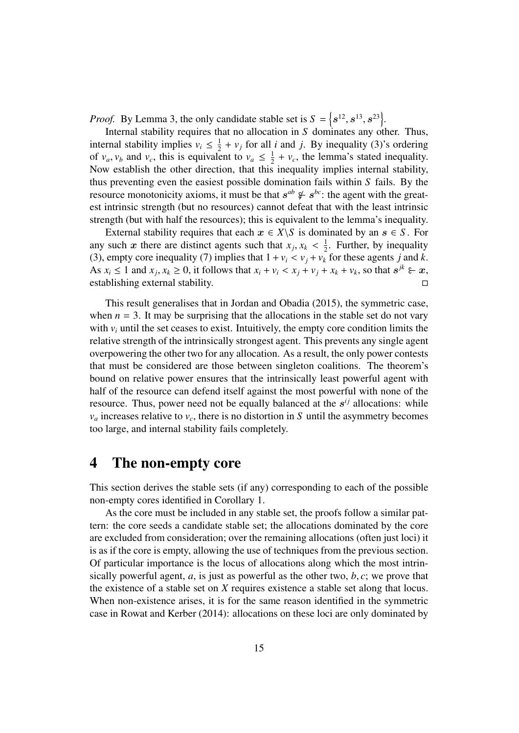*Proof.* By Lemma 3, the only candidate stable set is $S = \left\{\boldsymbol{s}^{12}, \boldsymbol{s}^{13}, \boldsymbol{s}^{23}\right\}$.

Internal stability requires that no allocation in $S$ dominates any other. Thus, internal stability implies $v_i \leq \frac{1}{2} + v_j$ for all $i$ and $j$. By inequality (3)'s ordering of $v_a, v_b$ and $v_c$, this is equivalent to $v_a \leq \frac{1}{2} + v_c$, the lemma's stated inequality. Now establish the other direction, that this inequality implies internal stability, thus preventing even the easiest possible domination fails within $S$ fails. By the resource monotonicity axioms, it must be that $\boldsymbol{s}^{ab} \not\succ\!\!- \boldsymbol{s}^{bc}$: the agent with the greatest intrinsic strength (but no resources) cannot defeat that with the least intrinsic strength (but with half the resources); this is equivalent to the lemma's inequality.

External stability requires that each $\boldsymbol{x} \in X \backslash S$ is dominated by an $\boldsymbol{s} \in S$. For any such $\boldsymbol{x}$ there are distinct agents such that $x_j, x_k < \frac{1}{2}$. Further, by inequality (3), empty core inequality (7) implies that $1 + v_i < v_j + v_k$ for these agents $j$ and $k$. As $x_i \leq 1$ and $x_j, x_k \geq 0$, it follows that $x_i + v_i < x_j + v_j + x_k + v_k$, so that $\boldsymbol{s}^{jk} \succ\!\!- \boldsymbol{x}$, establishing external stability. □

This result generalises that in Jordan and Obadia (2015), the symmetric case, when $n = 3$. It may be surprising that the allocations in the stable set do not vary with $v_i$ until the set ceases to exist. Intuitively, the empty core condition limits the relative strength of the intrinsically strongest agent. This prevents any single agent overpowering the other two for any allocation. As a result, the only power contests that must be considered are those between singleton coalitions. The theorem's bound on relative power ensures that the intrinsically least powerful agent with half of the resource can defend itself against the most powerful with none of the resource. Thus, power need not be equally balanced at the $\boldsymbol{s}^{ij}$ allocations: while $v_a$ increases relative to $v_c$, there is no distortion in $S$ until the asymmetry becomes too large, and internal stability fails completely.

# 4 The non-empty core

This section derives the stable sets (if any) corresponding to each of the possible non-empty cores identified in Corollary 1.

As the core must be included in any stable set, the proofs follow a similar pattern: the core seeds a candidate stable set; the allocations dominated by the core are excluded from consideration; over the remaining allocations (often just loci) it is as if the core is empty, allowing the use of techniques from the previous section. Of particular importance is the locus of allocations along which the most intrinsically powerful agent, $a$, is just as powerful as the other two, $b, c$; we prove that the existence of a stable set on $X$ requires existence a stable set along that locus. When non-existence arises, it is for the same reason identified in the symmetric case in Rowat and Kerber (2014): allocations on these loci are only dominated by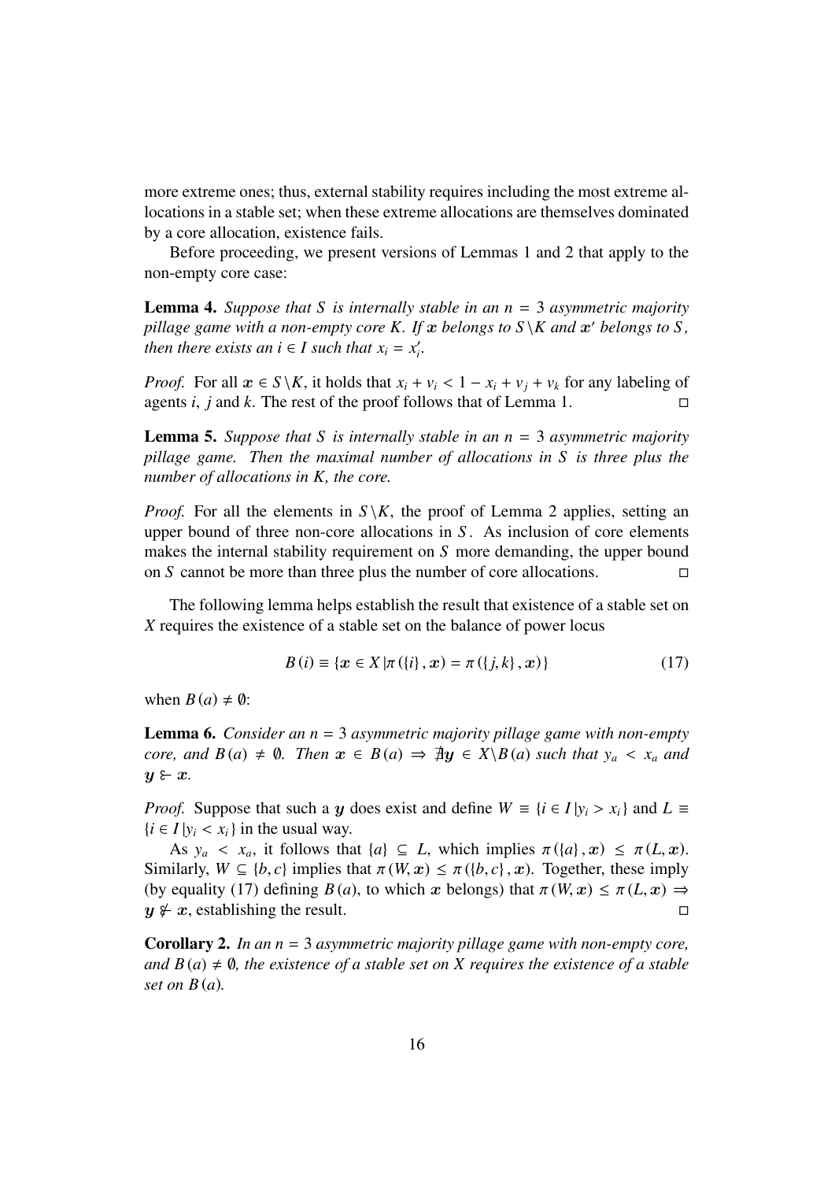more extreme ones; thus, external stability requires including the most extreme allocations in a stable set; when these extreme allocations are themselves dominated by a core allocation, existence fails.

Before proceeding, we present versions of Lemmas 1 and 2 that apply to the non-empty core case:

**Lemma 4.** *Suppose that $S$ is internally stable in an $n = 3$ asymmetric majority pillage game with a non-empty core $K$. If $\boldsymbol{x}$ belongs to $S \backslash K$ and $\boldsymbol{x}'$ belongs to $S$, then there exists an $i \in I$ such that $x_i = x_i'$.*

*Proof.* For all $\boldsymbol{x} \in S \backslash K$, it holds that $x_i + v_i < 1 - x_i + v_j + v_k$ for any labeling of agents $i$, $j$ and $k$. The rest of the proof follows that of Lemma 1. □

**Lemma 5.** *Suppose that $S$ is internally stable in an $n = 3$ asymmetric majority pillage game. Then the maximal number of allocations in $S$ is three plus the number of allocations in $K$, the core.*

*Proof.* For all the elements in $S \backslash K$, the proof of Lemma 2 applies, setting an upper bound of three non-core allocations in $S$. As inclusion of core elements makes the internal stability requirement on $S$ more demanding, the upper bound on $S$ cannot be more than three plus the number of core allocations. □

The following lemma helps establish the result that existence of a stable set on $X$ requires the existence of a stable set on the balance of power locus

$$B(i) \equiv \{\boldsymbol{x} \in X \,|\pi(\{i\}, \boldsymbol{x}) = \pi(\{j, k\}, \boldsymbol{x})\} \tag{17}$$

when $B(a) \neq \emptyset$:

**Lemma 6.** *Consider an $n = 3$ asymmetric majority pillage game with non-empty core, and $B(a) \neq \emptyset$. Then $\boldsymbol{x} \in B(a) \Rightarrow \nexists \boldsymbol{y} \in X \backslash B(a)$ such that $y_a < x_a$ and $\boldsymbol{y} \succ \boldsymbol{x}$.*

*Proof.* Suppose that such a $\boldsymbol{y}$ does exist and define $W \equiv \{i \in I \,|y_i > x_i\}$ and $L \equiv \{i \in I \,|y_i < x_i\}$ in the usual way.

As $y_a < x_a$, it follows that $\{a\} \subseteq L$, which implies $\pi(\{a\}, \boldsymbol{x}) \leq \pi(L, \boldsymbol{x})$. Similarly, $W \subseteq \{b, c\}$ implies that $\pi(W, \boldsymbol{x}) \leq \pi(\{b, c\}, \boldsymbol{x})$. Together, these imply (by equality (17) defining $B(a)$, to which $\boldsymbol{x}$ belongs) that $\pi(W, \boldsymbol{x}) \leq \pi(L, \boldsymbol{x}) \Rightarrow \boldsymbol{y} \not\succ \boldsymbol{x}$, establishing the result. □

**Corollary 2.** *In an $n = 3$ asymmetric majority pillage game with non-empty core, and $B(a) \neq \emptyset$, the existence of a stable set on $X$ requires the existence of a stable set on $B(a)$.*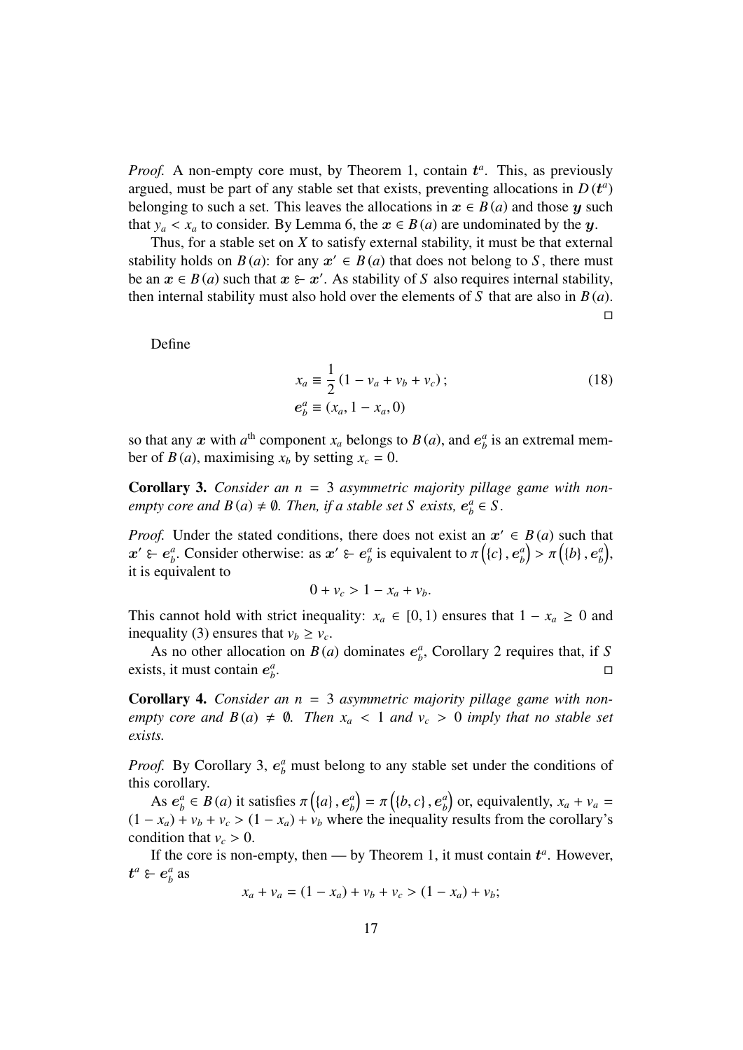*Proof.* A non-empty core must, by Theorem 1, contain $\boldsymbol{t}^a$. This, as previously argued, must be part of any stable set that exists, preventing allocations in $D(\boldsymbol{t}^a)$ belonging to such a set. This leaves the allocations in $\boldsymbol{x} \in B(a)$ and those $\boldsymbol{y}$ such that $y_a < x_a$ to consider. By Lemma 6, the $\boldsymbol{x} \in B(a)$ are undominated by the $\boldsymbol{y}$.

Thus, for a stable set on $X$ to satisfy external stability, it must be that external stability holds on $B(a)$: for any $\boldsymbol{x}' \in B(a)$ that does not belong to $S$, there must be an $\boldsymbol{x} \in B(a)$ such that $\boldsymbol{x} \succ \boldsymbol{x}'$. As stability of $S$ also requires internal stability, then internal stability must also hold over the elements of $S$ that are also in $B(a)$. □

Define

$$
\begin{aligned}
x_a &\equiv \frac{1}{2}(1 - v_a + v_b + v_c)\,; \\
\boldsymbol{e}_b^a &\equiv (x_a, 1 - x_a, 0)
\end{aligned}
\tag{18}
$$

so that any $\boldsymbol{x}$ with $a^{\text{th}}$ component $x_a$ belongs to $B(a)$, and $\boldsymbol{e}_b^a$ is an extremal member of $B(a)$, maximising $x_b$ by setting $x_c = 0$.

**Corollary 3.** *Consider an $n = 3$ asymmetric majority pillage game with non-empty core and $B(a) \neq \emptyset$. Then, if a stable set $S$ exists, $\boldsymbol{e}_b^a \in S$.*

*Proof.* Under the stated conditions, there does not exist an $\boldsymbol{x}' \in B(a)$ such that $\boldsymbol{x}' \succ \boldsymbol{e}_b^a$. Consider otherwise: as $\boldsymbol{x}' \succ \boldsymbol{e}_b^a$ is equivalent to $\pi\left(\{c\}, \boldsymbol{e}_b^a\right) > \pi\left(\{b\}, \boldsymbol{e}_b^a\right)$, it is equivalent to

$$0 + v_c > 1 - x_a + v_b.$$

This cannot hold with strict inequality: $x_a \in [0, 1)$ ensures that $1 - x_a \geq 0$ and inequality (3) ensures that $v_b \geq v_c$.

As no other allocation on $B(a)$ dominates $\boldsymbol{e}_b^a$, Corollary 2 requires that, if $S$ exists, it must contain $\boldsymbol{e}_b^a$. □

**Corollary 4.** *Consider an $n = 3$ asymmetric majority pillage game with non-empty core and $B(a) \neq \emptyset$. Then $x_a < 1$ and $v_c > 0$ imply that no stable set exists.*

*Proof.* By Corollary 3, $\boldsymbol{e}_b^a$ must belong to any stable set under the conditions of this corollary.

As $\boldsymbol{e}_b^a \in B(a)$ it satisfies $\pi\left(\{a\}, \boldsymbol{e}_b^a\right) = \pi\left(\{b, c\}, \boldsymbol{e}_b^a\right)$ or, equivalently, $x_a + v_a = (1 - x_a) + v_b + v_c > (1 - x_a) + v_b$ where the inequality results from the corollary's condition that $v_c > 0$.

If the core is non-empty, then — by Theorem 1, it must contain $\boldsymbol{t}^a$. However, $\boldsymbol{t}^a \succ \boldsymbol{e}_b^a$ as

$$x_a + v_a = (1 - x_a) + v_b + v_c > (1 - x_a) + v_b;$$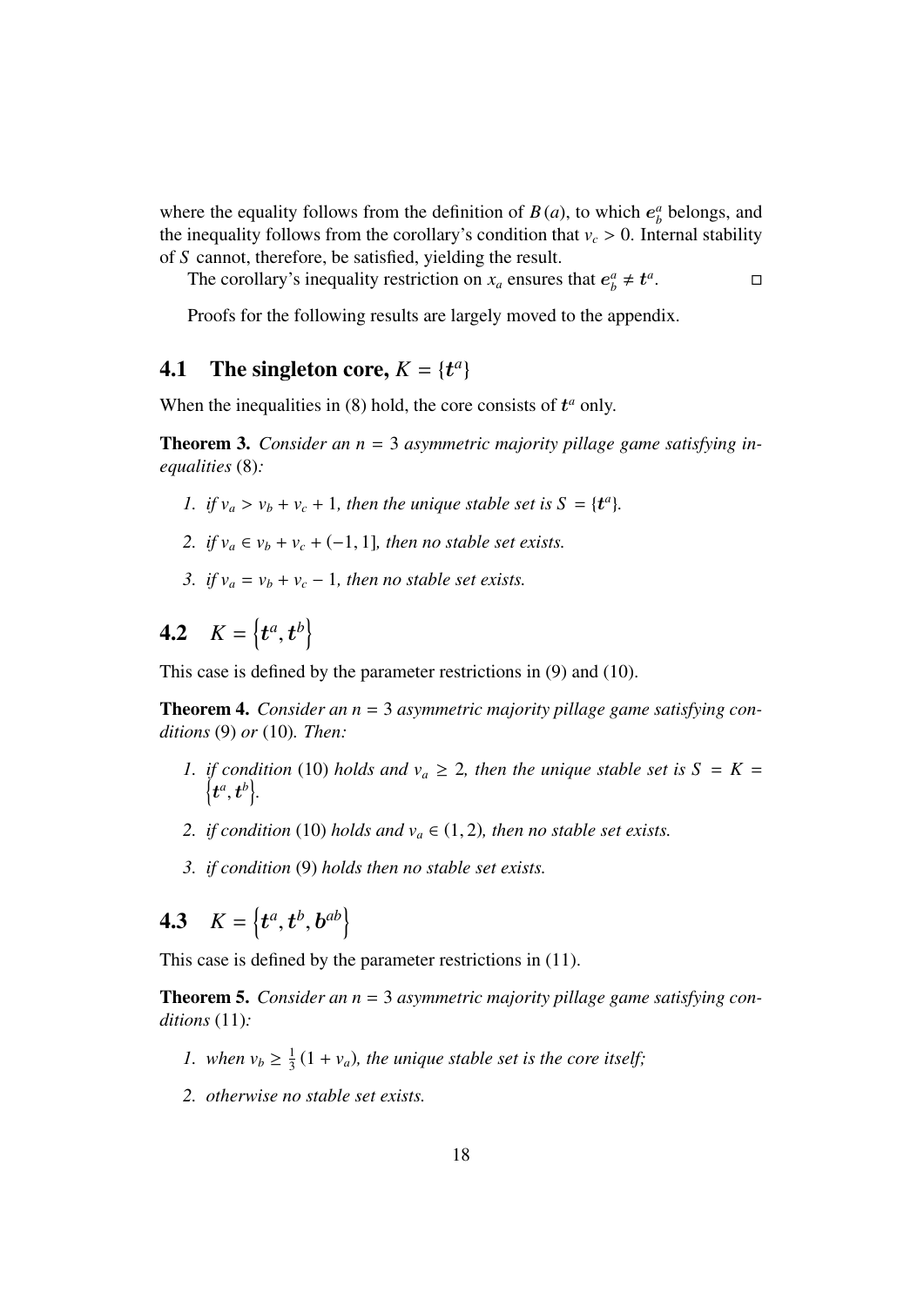where the equality follows from the definition of $B(a)$, to which $\boldsymbol{e}_b^a$ belongs, and the inequality follows from the corollary's condition that $v_c > 0$. Internal stability of $S$ cannot, therefore, be satisfied, yielding the result.

The corollary's inequality restriction on $x_a$ ensures that $\boldsymbol{e}_b^a \neq \boldsymbol{t}^a$. □

Proofs for the following results are largely moved to the appendix.

## 4.1 The singleton core, $K = \{\boldsymbol{t}^a\}$

When the inequalities in (8) hold, the core consists of $\boldsymbol{t}^a$ only.

**Theorem 3.** *Consider an $n = 3$ asymmetric majority pillage game satisfying inequalities* (8)*:*

1. *if $v_a > v_b + v_c + 1$, then the unique stable set is $S = \{\boldsymbol{t}^a\}$.*
2. *if $v_a \in v_b + v_c + (-1, 1]$, then no stable set exists.*
3. *if $v_a = v_b + v_c - 1$, then no stable set exists.*

## 4.2 $K = \left\{\boldsymbol{t}^a, \boldsymbol{t}^b\right\}$

This case is defined by the parameter restrictions in (9) and (10).

**Theorem 4.** *Consider an $n = 3$ asymmetric majority pillage game satisfying conditions* (9) *or* (10)*. Then:*

1. *if condition* (10) *holds and $v_a \geq 2$, then the unique stable set is $S = K = \left\{\boldsymbol{t}^a, \boldsymbol{t}^b\right\}$.*
2. *if condition* (10) *holds and $v_a \in (1, 2)$, then no stable set exists.*
3. *if condition* (9) *holds then no stable set exists.*

## 4.3 $K = \left\{\boldsymbol{t}^a, \boldsymbol{t}^b, \boldsymbol{b}^{ab}\right\}$

This case is defined by the parameter restrictions in (11).

**Theorem 5.** *Consider an $n = 3$ asymmetric majority pillage game satisfying conditions* (11)*:*

1. *when $v_b \geq \frac{1}{3}(1 + v_a)$, the unique stable set is the core itself;*
2. *otherwise no stable set exists.*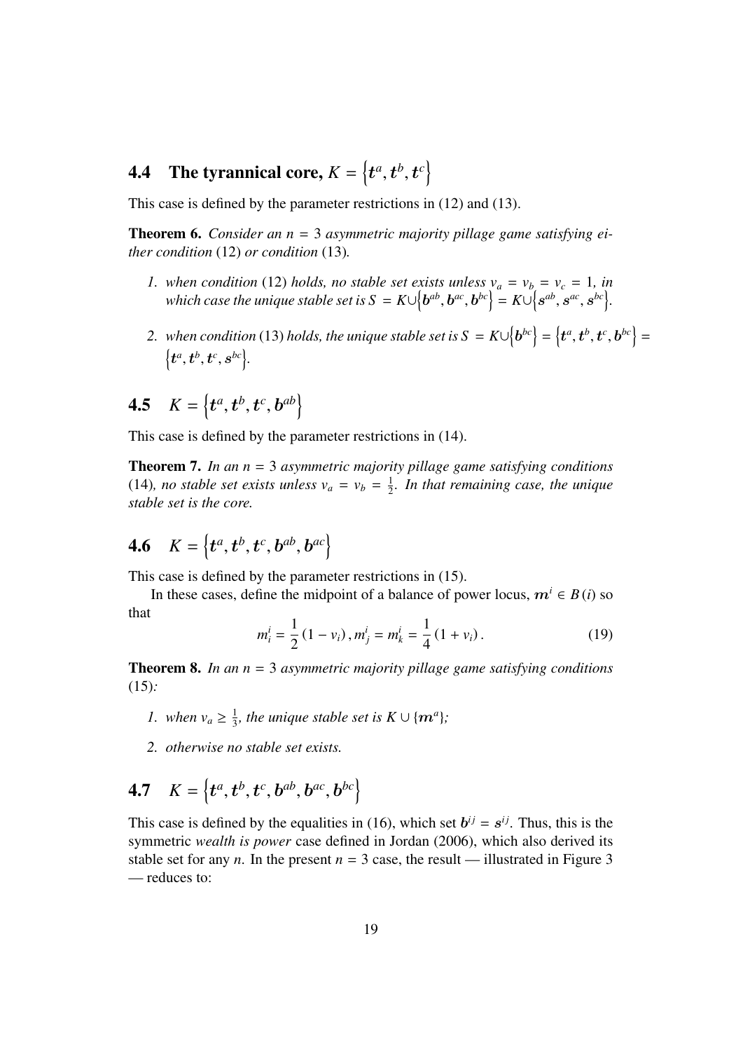### 4.4 The tyrannical core, $K = \left\{\boldsymbol{t}^a, \boldsymbol{t}^b, \boldsymbol{t}^c\right\}$

This case is defined by the parameter restrictions in (12) and (13).

**Theorem 6.** *Consider an $n = 3$ asymmetric majority pillage game satisfying either condition* (12) *or condition* (13)*.*

1. *when condition* (12) *holds, no stable set exists unless $v_a = v_b = v_c = 1$, in which case the unique stable set is $S = K \cup \left\{\boldsymbol{b}^{ab}, \boldsymbol{b}^{ac}, \boldsymbol{b}^{bc}\right\} = K \cup \left\{\boldsymbol{s}^{ab}, \boldsymbol{s}^{ac}, \boldsymbol{s}^{bc}\right\}$.*
2. *when condition* (13) *holds, the unique stable set is $S = K \cup \left\{\boldsymbol{b}^{bc}\right\} = \left\{\boldsymbol{t}^a, \boldsymbol{t}^b, \boldsymbol{t}^c, \boldsymbol{b}^{bc}\right\} = \left\{\boldsymbol{t}^a, \boldsymbol{t}^b, \boldsymbol{t}^c, \boldsymbol{s}^{bc}\right\}$.*

### 4.5 $K = \left\{\boldsymbol{t}^a, \boldsymbol{t}^b, \boldsymbol{t}^c, \boldsymbol{b}^{ab}\right\}$

This case is defined by the parameter restrictions in (14).

**Theorem 7.** *In an $n = 3$ asymmetric majority pillage game satisfying conditions* (14)*, no stable set exists unless $v_a = v_b = \frac{1}{2}$. In that remaining case, the unique stable set is the core.*

### 4.6 $K = \left\{\boldsymbol{t}^a, \boldsymbol{t}^b, \boldsymbol{t}^c, \boldsymbol{b}^{ab}, \boldsymbol{b}^{ac}\right\}$

This case is defined by the parameter restrictions in (15).

In these cases, define the midpoint of a balance of power locus, $\boldsymbol{m}^i \in B(i)$ so that

$$m_i^i = \frac{1}{2}(1 - v_i), m_j^i = m_k^i = \frac{1}{4}(1 + v_i). \tag{19}$$

**Theorem 8.** *In an $n = 3$ asymmetric majority pillage game satisfying conditions* (15)*:*

1. *when $v_a \geq \frac{1}{3}$, the unique stable set is $K \cup \{\boldsymbol{m}^a\}$;*
2. *otherwise no stable set exists.*

### 4.7 $K = \left\{\boldsymbol{t}^a, \boldsymbol{t}^b, \boldsymbol{t}^c, \boldsymbol{b}^{ab}, \boldsymbol{b}^{ac}, \boldsymbol{b}^{bc}\right\}$

This case is defined by the equalities in (16), which set $\boldsymbol{b}^{ij} = \boldsymbol{s}^{ij}$. Thus, this is the symmetric *wealth is power* case defined in Jordan (2006), which also derived its stable set for any $n$. In the present $n = 3$ case, the result — illustrated in Figure 3 — reduces to: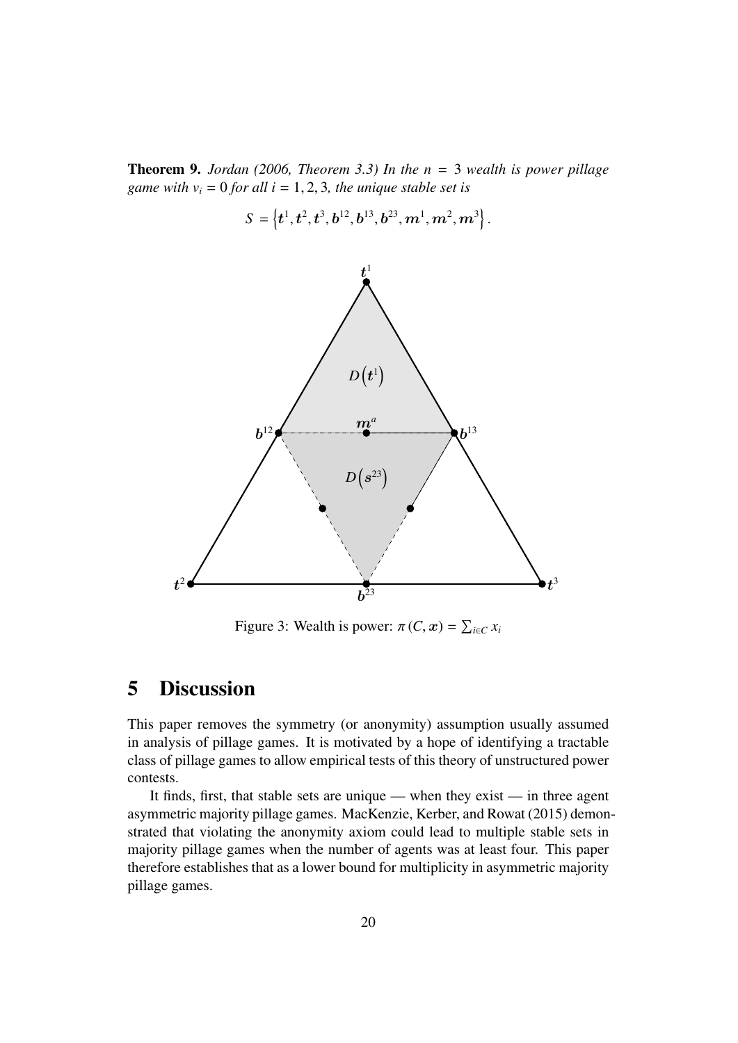**Theorem 9.** *Jordan (2006, Theorem 3.3) In the $n = 3$ wealth is power pillage game with $v_i = 0$ for all $i = 1, 2, 3$, the unique stable set is*

$$S = \left\{ \boldsymbol{t}^1, \boldsymbol{t}^2, \boldsymbol{t}^3, \boldsymbol{b}^{12}, \boldsymbol{b}^{13}, \boldsymbol{b}^{23}, \boldsymbol{m}^1, \boldsymbol{m}^2, \boldsymbol{m}^3 \right\}.$$

Figure 3: Wealth is power: $\pi(C, \boldsymbol{x}) = \sum_{i \in C} x_i$

# 5 Discussion

This paper removes the symmetry (or anonymity) assumption usually assumed in analysis of pillage games. It is motivated by a hope of identifying a tractable class of pillage games to allow empirical tests of this theory of unstructured power contests.

It finds, first, that stable sets are unique — when they exist — in three agent asymmetric majority pillage games. MacKenzie, Kerber, and Rowat (2015) demonstrated that violating the anonymity axiom could lead to multiple stable sets in majority pillage games when the number of agents was at least four. This paper therefore establishes that as a lower bound for multiplicity in asymmetric majority pillage games.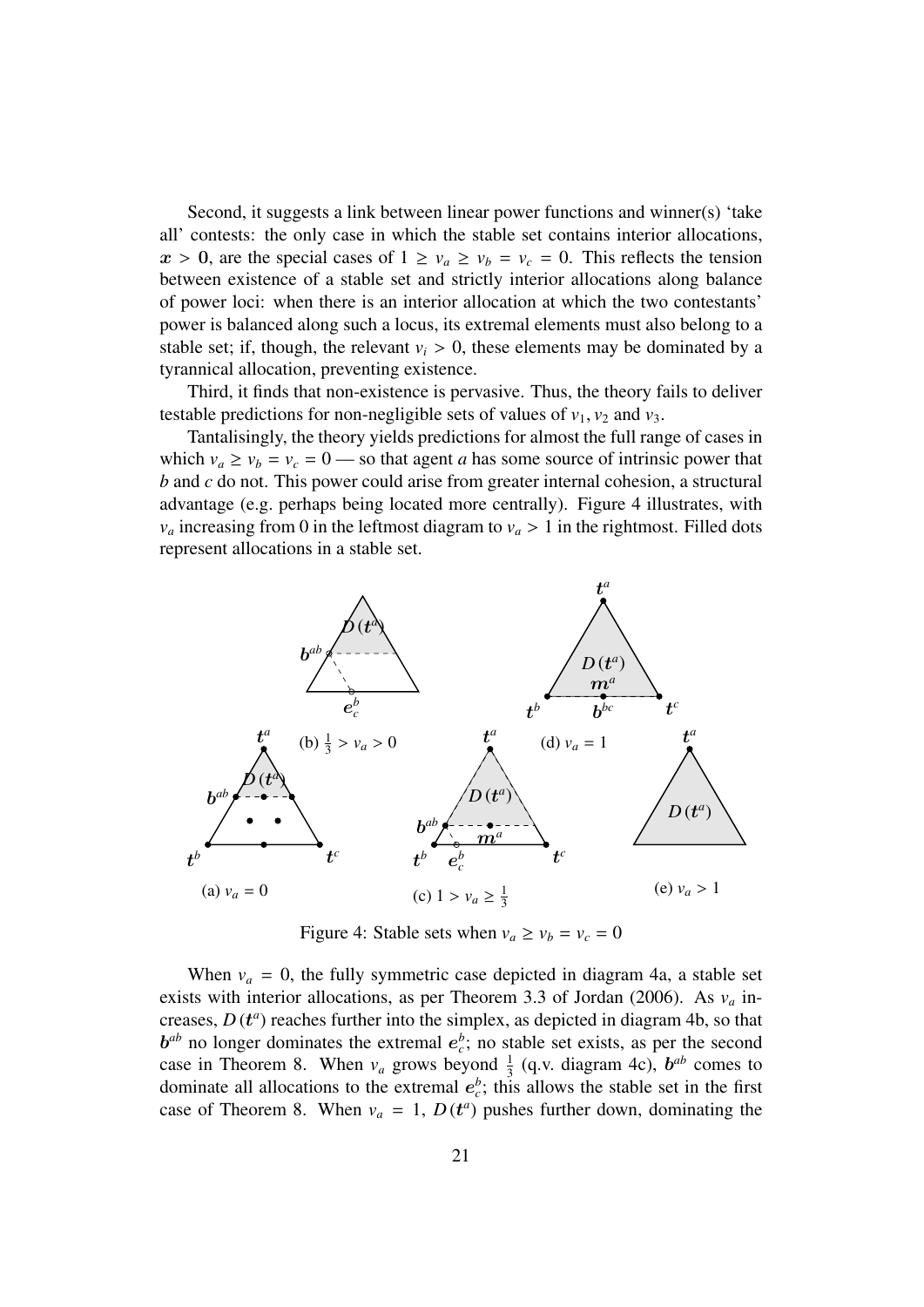Second, it suggests a link between linear power functions and winner(s) 'take all' contests: the only case in which the stable set contains interior allocations, $\boldsymbol{x} > \mathbf{0}$, are the special cases of $1 \geq v_a \geq v_b = v_c = 0$. This reflects the tension between existence of a stable set and strictly interior allocations along balance of power loci: when there is an interior allocation at which the two contestants' power is balanced along such a locus, its extremal elements must also belong to a stable set; if, though, the relevant $v_i > 0$, these elements may be dominated by a tyrannical allocation, preventing existence.

Third, it finds that non-existence is pervasive. Thus, the theory fails to deliver testable predictions for non-negligible sets of values of $v_1$, $v_2$ and $v_3$.

Tantalisingly, the theory yields predictions for almost the full range of cases in which $v_a \geq v_b = v_c = 0$ — so that agent $a$ has some source of intrinsic power that $b$ and $c$ do not. This power could arise from greater internal cohesion, a structural advantage (e.g. perhaps being located more centrally). Figure 4 illustrates, with $v_a$ increasing from 0 in the leftmost diagram to $v_a > 1$ in the rightmost. Filled dots represent allocations in a stable set.

(a) $v_a = 0$

(b) $\frac{1}{3} > v_a > 0$

(c) $1 > v_a \geq \frac{1}{3}$

(d) $v_a = 1$

(e) $v_a > 1$

Figure 4: Stable sets when $v_a \geq v_b = v_c = 0$

When $v_a = 0$, the fully symmetric case depicted in diagram 4a, a stable set exists with interior allocations, as per Theorem 3.3 of Jordan (2006). As $v_a$ increases, $D(\boldsymbol{t}^a)$ reaches further into the simplex, as depicted in diagram 4b, so that $\boldsymbol{b}^{ab}$ no longer dominates the extremal $\boldsymbol{e}^b_c$; no stable set exists, as per the second case in Theorem 8. When $v_a$ grows beyond $\frac{1}{3}$ (q.v. diagram 4c), $\boldsymbol{b}^{ab}$ comes to dominate all allocations to the extremal $\boldsymbol{e}^b_c$; this allows the stable set in the first case of Theorem 8. When $v_a = 1$, $D(\boldsymbol{t}^a)$ pushes further down, dominating the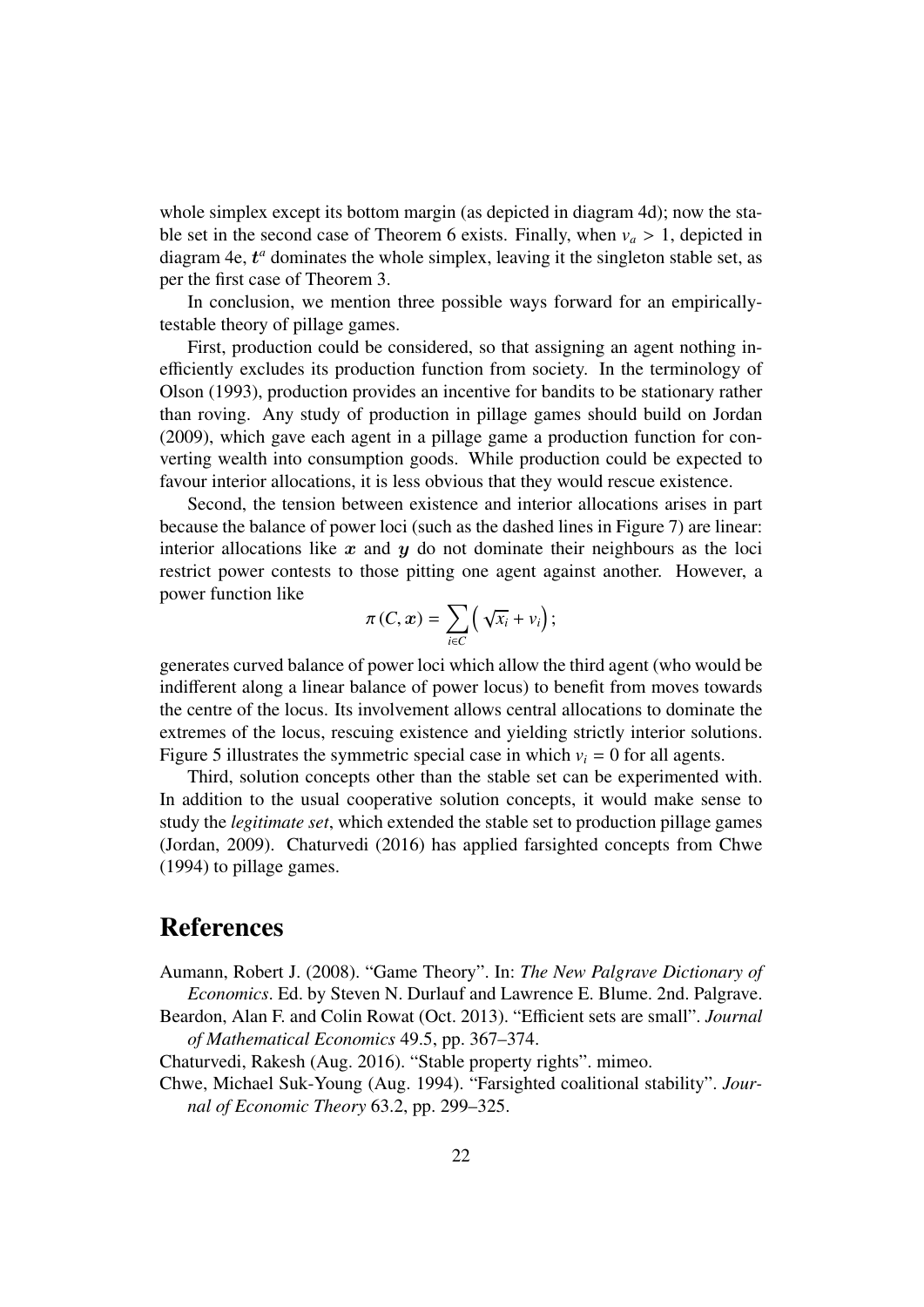whole simplex except its bottom margin (as depicted in diagram 4d); now the stable set in the second case of Theorem 6 exists. Finally, when $v_a > 1$, depicted in diagram 4e, $\boldsymbol{t}^a$ dominates the whole simplex, leaving it the singleton stable set, as per the first case of Theorem 3.

In conclusion, we mention three possible ways forward for an empirically-testable theory of pillage games.

First, production could be considered, so that assigning an agent nothing inefficiently excludes its production function from society. In the terminology of Olson (1993), production provides an incentive for bandits to be stationary rather than roving. Any study of production in pillage games should build on Jordan (2009), which gave each agent in a pillage game a production function for converting wealth into consumption goods. While production could be expected to favour interior allocations, it is less obvious that they would rescue existence.

Second, the tension between existence and interior allocations arises in part because the balance of power loci (such as the dashed lines in Figure 7) are linear: interior allocations like $\boldsymbol{x}$ and $\boldsymbol{y}$ do not dominate their neighbours as the loci restrict power contests to those pitting one agent against another. However, a power function like

$$\pi(C, \boldsymbol{x}) = \sum_{i \in C} \left( \sqrt{x_i} + v_i \right);$$

generates curved balance of power loci which allow the third agent (who would be indifferent along a linear balance of power locus) to benefit from moves towards the centre of the locus. Its involvement allows central allocations to dominate the extremes of the locus, rescuing existence and yielding strictly interior solutions. Figure 5 illustrates the symmetric special case in which $v_i = 0$ for all agents.

Third, solution concepts other than the stable set can be experimented with. In addition to the usual cooperative solution concepts, it would make sense to study the *legitimate set*, which extended the stable set to production pillage games (Jordan, 2009). Chaturvedi (2016) has applied farsighted concepts from Chwe (1994) to pillage games.

# References

Aumann, Robert J. (2008). "Game Theory". In: *The New Palgrave Dictionary of Economics*. Ed. by Steven N. Durlauf and Lawrence E. Blume. 2nd. Palgrave.

Beardon, Alan F. and Colin Rowat (Oct. 2013). "Efficient sets are small". *Journal of Mathematical Economics* 49.5, pp. 367–374.

Chaturvedi, Rakesh (Aug. 2016). "Stable property rights". mimeo.

Chwe, Michael Suk-Young (Aug. 1994). "Farsighted coalitional stability". *Journal of Economic Theory* 63.2, pp. 299–325.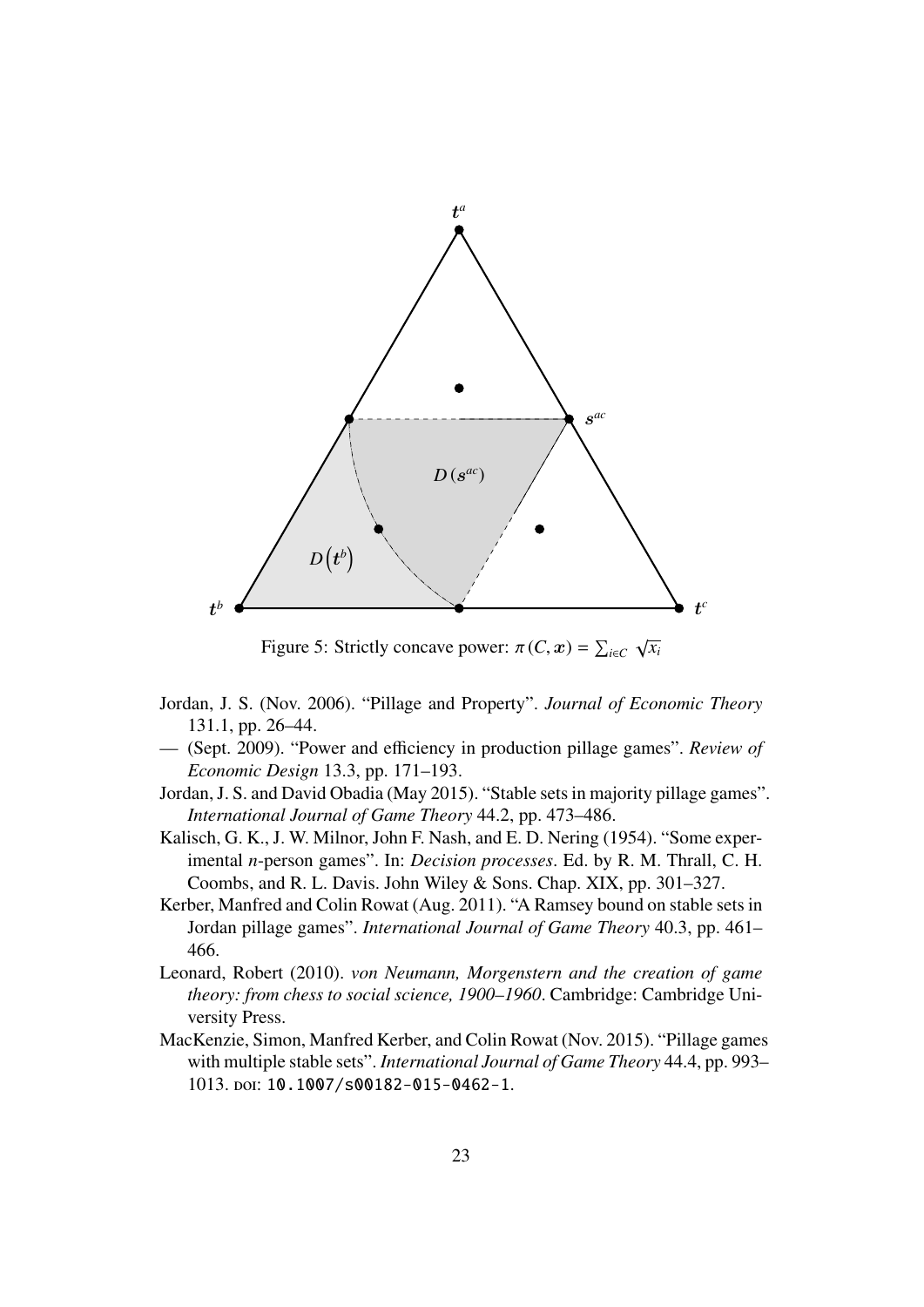Figure 5: Strictly concave power: $\pi(C, \boldsymbol{x}) = \sum_{i \in C} \sqrt{x_i}$

Jordan, J. S. (Nov. 2006). "Pillage and Property". *Journal of Economic Theory* 131.1, pp. 26–44.

— (Sept. 2009). "Power and efficiency in production pillage games". *Review of Economic Design* 13.3, pp. 171–193.

Jordan, J. S. and David Obadia (May 2015). "Stable sets in majority pillage games". *International Journal of Game Theory* 44.2, pp. 473–486.

Kalisch, G. K., J. W. Milnor, John F. Nash, and E. D. Nering (1954). "Some experimental *n*-person games". In: *Decision processes*. Ed. by R. M. Thrall, C. H. Coombs, and R. L. Davis. John Wiley & Sons. Chap. XIX, pp. 301–327.

Kerber, Manfred and Colin Rowat (Aug. 2011). "A Ramsey bound on stable sets in Jordan pillage games". *International Journal of Game Theory* 40.3, pp. 461–466.

Leonard, Robert (2010). *von Neumann, Morgenstern and the creation of game theory: from chess to social science, 1900–1960*. Cambridge: Cambridge University Press.

MacKenzie, Simon, Manfred Kerber, and Colin Rowat (Nov. 2015). "Pillage games with multiple stable sets". *International Journal of Game Theory* 44.4, pp. 993–1013. DOI: 10.1007/s00182-015-0462-1.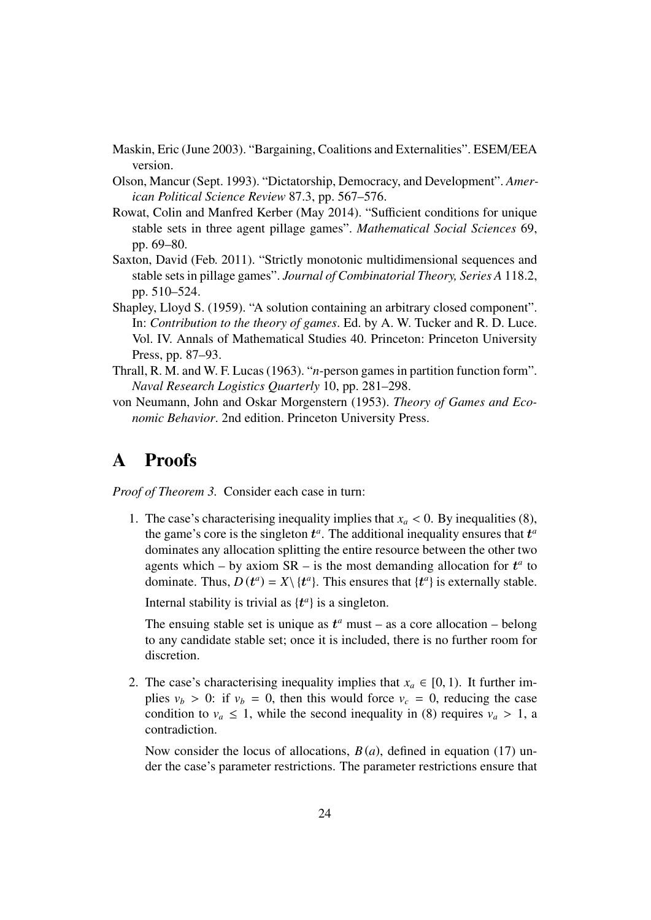Maskin, Eric (June 2003). "Bargaining, Coalitions and Externalities". ESEM/EEA version.

Olson, Mancur (Sept. 1993). "Dictatorship, Democracy, and Development". *American Political Science Review* 87.3, pp. 567–576.

Rowat, Colin and Manfred Kerber (May 2014). "Sufficient conditions for unique stable sets in three agent pillage games". *Mathematical Social Sciences* 69, pp. 69–80.

Saxton, David (Feb. 2011). "Strictly monotonic multidimensional sequences and stable sets in pillage games". *Journal of Combinatorial Theory, Series A* 118.2, pp. 510–524.

Shapley, Lloyd S. (1959). "A solution containing an arbitrary closed component". In: *Contribution to the theory of games*. Ed. by A. W. Tucker and R. D. Luce. Vol. IV. Annals of Mathematical Studies 40. Princeton: Princeton University Press, pp. 87–93.

Thrall, R. M. and W. F. Lucas (1963). "*n*-person games in partition function form". *Naval Research Logistics Quarterly* 10, pp. 281–298.

von Neumann, John and Oskar Morgenstern (1953). *Theory of Games and Economic Behavior*. 2nd edition. Princeton University Press.

# A Proofs

*Proof of Theorem 3.* Consider each case in turn:

1. The case's characterising inequality implies that $x_a < 0$. By inequalities (8), the game's core is the singleton $\boldsymbol{t}^a$. The additional inequality ensures that $\boldsymbol{t}^a$ dominates any allocation splitting the entire resource between the other two agents which – by axiom SR – is the most demanding allocation for $\boldsymbol{t}^a$ to dominate. Thus, $D(\boldsymbol{t}^a) = X \setminus \{\boldsymbol{t}^a\}$. This ensures that $\{\boldsymbol{t}^a\}$ is externally stable.

   Internal stability is trivial as $\{\boldsymbol{t}^a\}$ is a singleton.

   The ensuing stable set is unique as $\boldsymbol{t}^a$ must – as a core allocation – belong to any candidate stable set; once it is included, there is no further room for discretion.

2. The case's characterising inequality implies that $x_a \in [0, 1)$. It further implies $v_b > 0$: if $v_b = 0$, then this would force $v_c = 0$, reducing the case condition to $v_a \leq 1$, while the second inequality in (8) requires $v_a > 1$, a contradiction.

   Now consider the locus of allocations, $B(a)$, defined in equation (17) under the case's parameter restrictions. The parameter restrictions ensure that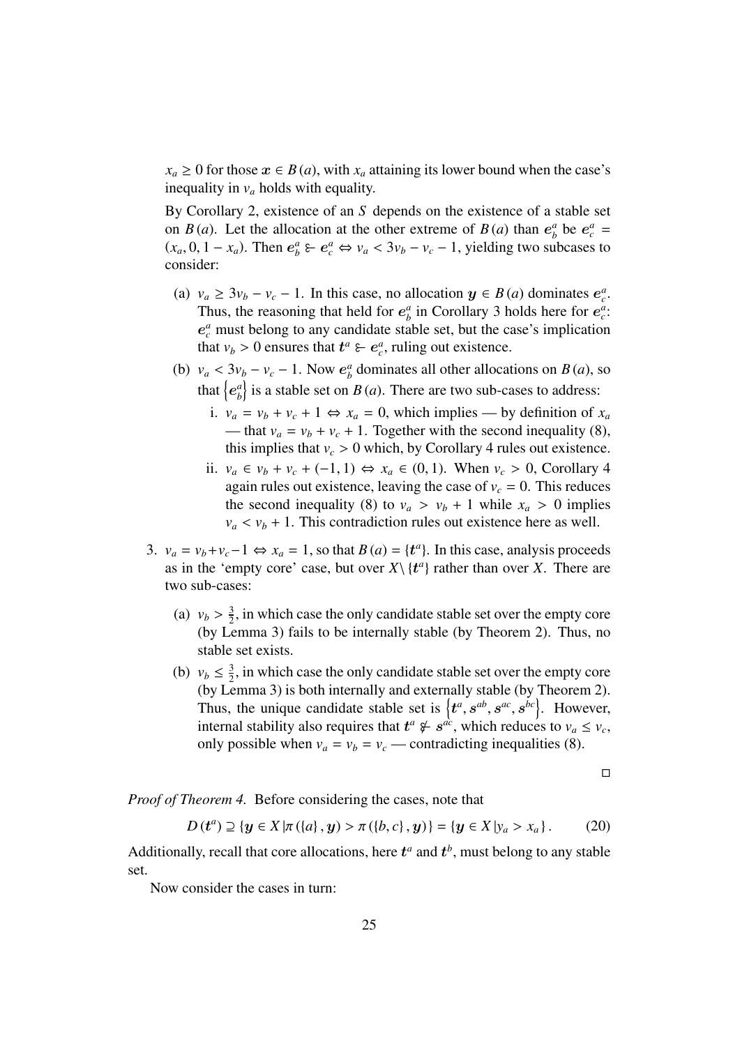$x_a \geq 0$ for those $\boldsymbol{x} \in B(a)$, with $x_a$ attaining its lower bound when the case's inequality in $v_a$ holds with equality.

By Corollary 2, existence of an $S$ depends on the existence of a stable set on $B(a)$. Let the allocation at the other extreme of $B(a)$ than $\boldsymbol{e}^a_b$ be $\boldsymbol{e}^a_c = (x_a, 0, 1 - x_a)$. Then $\boldsymbol{e}^a_b \succ\!\!\!- \, \boldsymbol{e}^a_c \Leftrightarrow v_a < 3v_b - v_c - 1$, yielding two subcases to consider:

(a) $v_a \geq 3v_b - v_c - 1$. In this case, no allocation $\boldsymbol{y} \in B(a)$ dominates $\boldsymbol{e}^a_c$. Thus, the reasoning that held for $\boldsymbol{e}^a_b$ in Corollary 3 holds here for $\boldsymbol{e}^a_c$: $\boldsymbol{e}^a_c$ must belong to any candidate stable set, but the case's implication that $v_b > 0$ ensures that $\boldsymbol{t}^a \succ\!\!\!- \, \boldsymbol{e}^a_c$, ruling out existence.

(b) $v_a < 3v_b - v_c - 1$. Now $\boldsymbol{e}^a_b$ dominates all other allocations on $B(a)$, so that $\left\{\boldsymbol{e}^a_b\right\}$ is a stable set on $B(a)$. There are two sub-cases to address:

   i. $v_a = v_b + v_c + 1 \Leftrightarrow x_a = 0$, which implies — by definition of $x_a$ — that $v_a = v_b + v_c + 1$. Together with the second inequality (8), this implies that $v_c > 0$ which, by Corollary 4 rules out existence.

   ii. $v_a \in v_b + v_c + (-1, 1) \Leftrightarrow x_a \in (0, 1)$. When $v_c > 0$, Corollary 4 again rules out existence, leaving the case of $v_c = 0$. This reduces the second inequality (8) to $v_a > v_b + 1$ while $x_a > 0$ implies $v_a < v_b + 1$. This contradiction rules out existence here as well.

3. $v_a = v_b + v_c - 1 \Leftrightarrow x_a = 1$, so that $B(a) = \{\boldsymbol{t}^a\}$. In this case, analysis proceeds as in the 'empty core' case, but over $X \setminus \{\boldsymbol{t}^a\}$ rather than over $X$. There are two sub-cases:

   (a) $v_b > \frac{3}{2}$, in which case the only candidate stable set over the empty core (by Lemma 3) fails to be internally stable (by Theorem 2). Thus, no stable set exists.

   (b) $v_b \leq \frac{3}{2}$, in which case the only candidate stable set over the empty core (by Lemma 3) is both internally and externally stable (by Theorem 2). Thus, the unique candidate stable set is $\left\{\boldsymbol{t}^a, \boldsymbol{s}^{ab}, \boldsymbol{s}^{ac}, \boldsymbol{s}^{bc}\right\}$. However, internal stability also requires that $\boldsymbol{t}^a \not\succ\!\!\!- \, \boldsymbol{s}^{ac}$, which reduces to $v_a \leq v_c$, only possible when $v_a = v_b = v_c$ — contradicting inequalities (8).

□

*Proof of Theorem 4.* Before considering the cases, note that

$$D(\boldsymbol{t}^a) \supseteq \{\boldsymbol{y} \in X \,|\pi(\{a\}, \boldsymbol{y}) > \pi(\{b, c\}, \boldsymbol{y})\} = \{\boldsymbol{y} \in X \,|y_a > x_a\}. \tag{20}$$

Additionally, recall that core allocations, here $\boldsymbol{t}^a$ and $\boldsymbol{t}^b$, must belong to any stable set.

Now consider the cases in turn: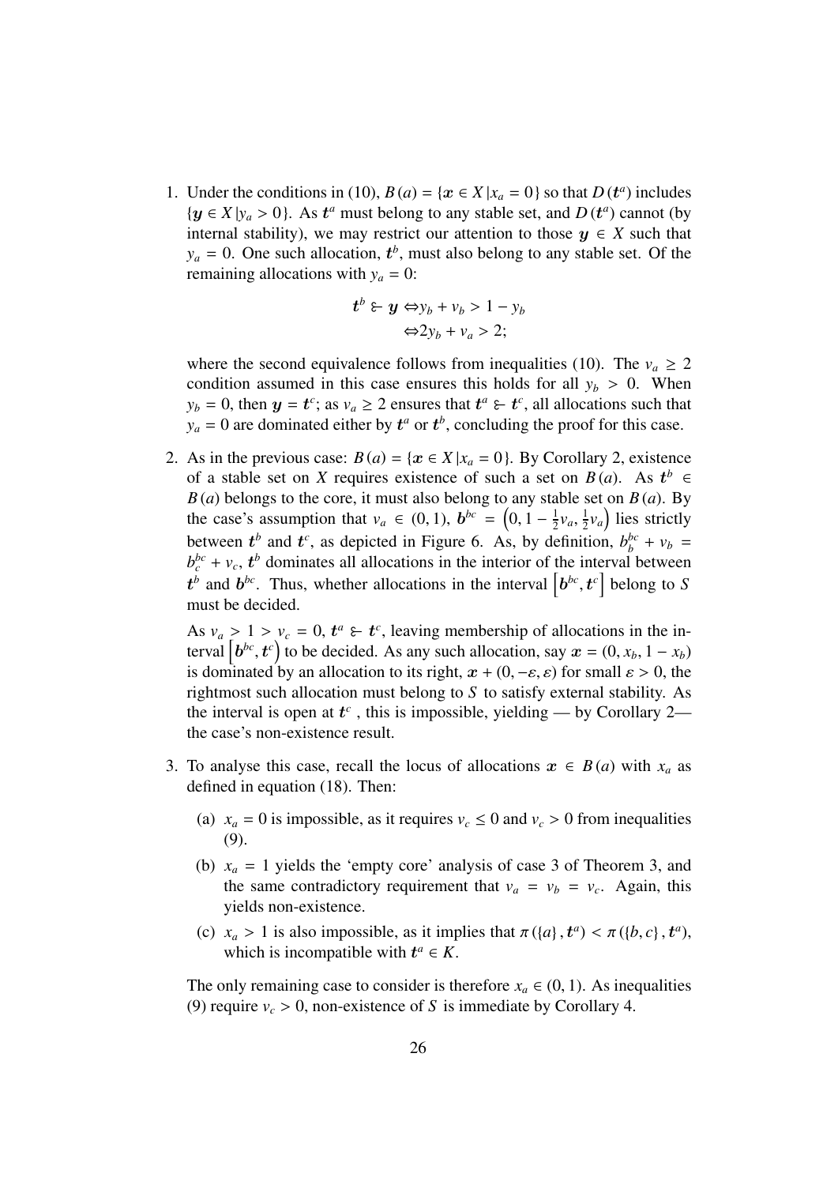1. Under the conditions in (10), $B(a) = \{\boldsymbol{x} \in X \,|x_a = 0\}$ so that $D(\boldsymbol{t}^a)$ includes $\{\boldsymbol{y} \in X \,|y_a > 0\}$. As $\boldsymbol{t}^a$ must belong to any stable set, and $D(\boldsymbol{t}^a)$ cannot (by internal stability), we may restrict our attention to those $\boldsymbol{y} \in X$ such that $y_a = 0$. One such allocation, $\boldsymbol{t}^b$, must also belong to any stable set. Of the remaining allocations with $y_a = 0$:

$$\begin{aligned} \boldsymbol{t}^b \succ \boldsymbol{y} &\Leftrightarrow y_b + v_b > 1 - y_b \\ &\Leftrightarrow 2y_b + v_a > 2; \end{aligned}$$

   where the second equivalence follows from inequalities (10). The $v_a \geq 2$ condition assumed in this case ensures this holds for all $y_b > 0$. When $y_b = 0$, then $\boldsymbol{y} = \boldsymbol{t}^c$; as $v_a \geq 2$ ensures that $\boldsymbol{t}^a \succ \boldsymbol{t}^c$, all allocations such that $y_a = 0$ are dominated either by $\boldsymbol{t}^a$ or $\boldsymbol{t}^b$, concluding the proof for this case.

2. As in the previous case: $B(a) = \{\boldsymbol{x} \in X \,|x_a = 0\}$. By Corollary 2, existence of a stable set on $X$ requires existence of such a set on $B(a)$. As $\boldsymbol{t}^b \in B(a)$ belongs to the core, it must also belong to any stable set on $B(a)$. By the case's assumption that $v_a \in (0, 1)$, $\boldsymbol{b}^{bc} = \left(0, 1 - \frac{1}{2}v_a, \frac{1}{2}v_a\right)$ lies strictly between $\boldsymbol{t}^b$ and $\boldsymbol{t}^c$, as depicted in Figure 6. As, by definition, $b^{bc}_b + v_b = b^{bc}_c + v_c$, $\boldsymbol{t}^b$ dominates all allocations in the interior of the interval between $\boldsymbol{t}^b$ and $\boldsymbol{b}^{bc}$. Thus, whether allocations in the interval $\left[\boldsymbol{b}^{bc}, \boldsymbol{t}^c\right]$ belong to $S$ must be decided.

   As $v_a > 1 > v_c = 0$, $\boldsymbol{t}^a \succ \boldsymbol{t}^c$, leaving membership of allocations in the interval $\left[\boldsymbol{b}^{bc}, \boldsymbol{t}^c\right)$ to be decided. As any such allocation, say $\boldsymbol{x} = (0, x_b, 1 - x_b)$ is dominated by an allocation to its right, $\boldsymbol{x} + (0, -\varepsilon, \varepsilon)$ for small $\varepsilon > 0$, the rightmost such allocation must belong to $S$ to satisfy external stability. As the interval is open at $\boldsymbol{t}^c$, this is impossible, yielding — by Corollary 2— the case's non-existence result.

3. To analyse this case, recall the locus of allocations $\boldsymbol{x} \in B(a)$ with $x_a$ as defined in equation (18). Then:

   (a) $x_a = 0$ is impossible, as it requires $v_c \leq 0$ and $v_c > 0$ from inequalities (9).

   (b) $x_a = 1$ yields the 'empty core' analysis of case 3 of Theorem 3, and the same contradictory requirement that $v_a = v_b = v_c$. Again, this yields non-existence.

   (c) $x_a > 1$ is also impossible, as it implies that $\pi(\{a\}, \boldsymbol{t}^a) < \pi(\{b, c\}, \boldsymbol{t}^a)$, which is incompatible with $\boldsymbol{t}^a \in K$.

   The only remaining case to consider is therefore $x_a \in (0, 1)$. As inequalities (9) require $v_c > 0$, non-existence of $S$ is immediate by Corollary 4.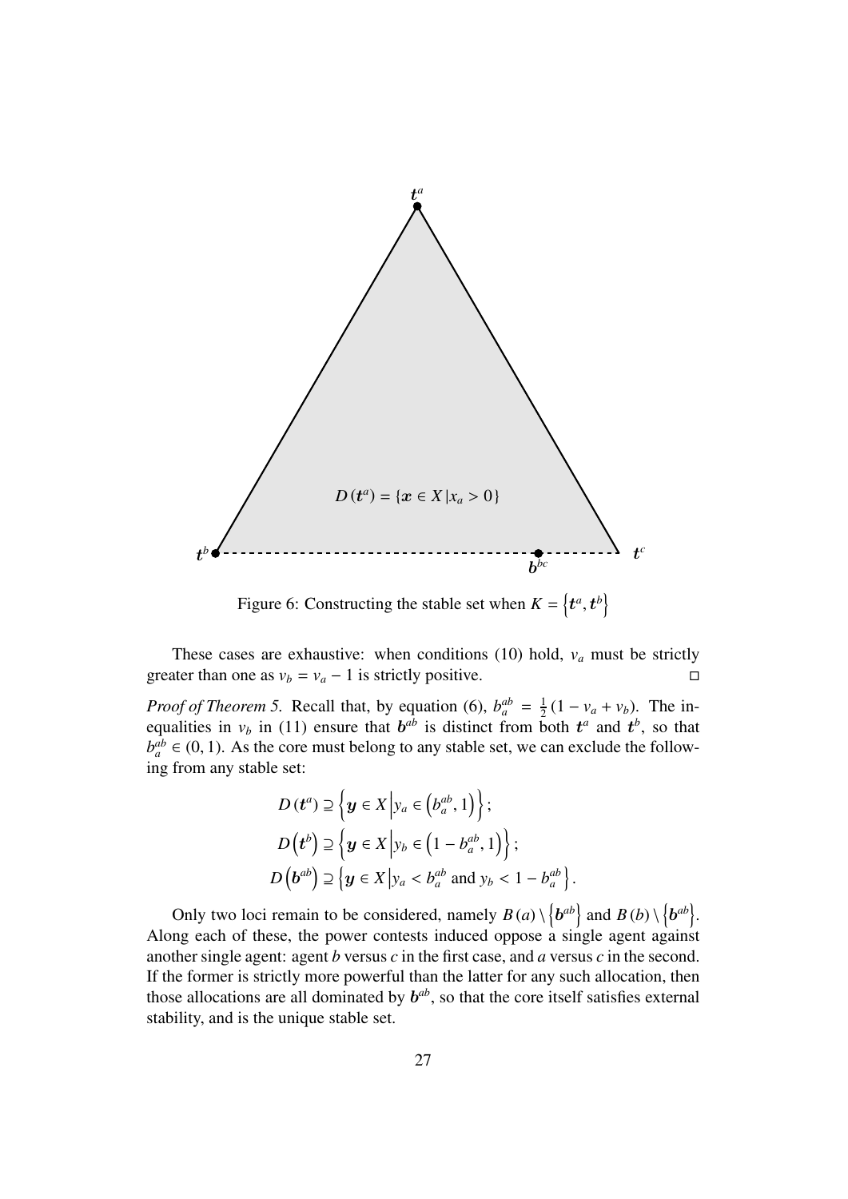Figure 6: Constructing the stable set when $K = \left\{\boldsymbol{t}^a, \boldsymbol{t}^b\right\}$

These cases are exhaustive: when conditions (10) hold, $v_a$ must be strictly greater than one as $v_b = v_a - 1$ is strictly positive. □

*Proof of Theorem 5.* Recall that, by equation (6), $b_a^{ab} = \frac{1}{2}(1 - v_a + v_b)$. The inequalities in $v_b$ in (11) ensure that $\boldsymbol{b}^{ab}$ is distinct from both $\boldsymbol{t}^a$ and $\boldsymbol{t}^b$, so that $b_a^{ab} \in (0, 1)$. As the core must belong to any stable set, we can exclude the following from any stable set:

$$D(\boldsymbol{t}^a) \supseteq \left\{\boldsymbol{y} \in X \,\middle|\, y_a \in \left(b_a^{ab}, 1\right)\right\};$$

$$D\left(\boldsymbol{t}^b\right) \supseteq \left\{\boldsymbol{y} \in X \,\middle|\, y_b \in \left(1 - b_a^{ab}, 1\right)\right\};$$

$$D\left(\boldsymbol{b}^{ab}\right) \supseteq \left\{\boldsymbol{y} \in X \,\middle|\, y_a < b_a^{ab} \text{ and } y_b < 1 - b_a^{ab}\right\}.$$

Only two loci remain to be considered, namely $B(a) \setminus \left\{\boldsymbol{b}^{ab}\right\}$ and $B(b) \setminus \left\{\boldsymbol{b}^{ab}\right\}$. Along each of these, the power contests induced oppose a single agent against another single agent: agent $b$ versus $c$ in the first case, and $a$ versus $c$ in the second. If the former is strictly more powerful than the latter for any such allocation, then those allocations are all dominated by $\boldsymbol{b}^{ab}$, so that the core itself satisfies external stability, and is the unique stable set.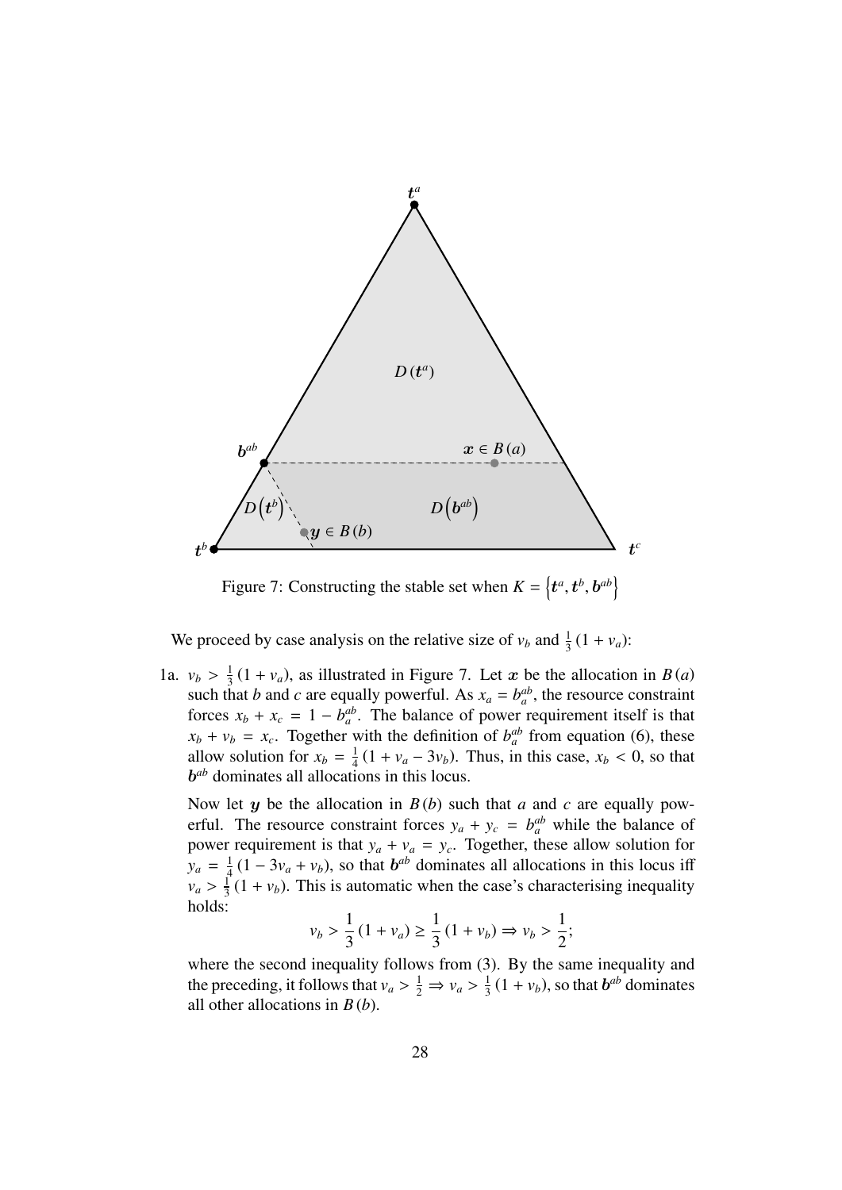Figure 7: Constructing the stable set when $K = \left\{\boldsymbol{t}^a, \boldsymbol{t}^b, \boldsymbol{b}^{ab}\right\}$

We proceed by case analysis on the relative size of $v_b$ and $\frac{1}{3}(1 + v_a)$:

1a. $v_b > \frac{1}{3}(1 + v_a)$, as illustrated in Figure 7. Let $\boldsymbol{x}$ be the allocation in $B(a)$ such that $b$ and $c$ are equally powerful. As $x_a = b_a^{ab}$, the resource constraint forces $x_b + x_c = 1 - b_a^{ab}$. The balance of power requirement itself is that $x_b + v_b = x_c$. Together with the definition of $b_a^{ab}$ from equation (6), these allow solution for $x_b = \frac{1}{4}(1 + v_a - 3v_b)$. Thus, in this case, $x_b < 0$, so that $\boldsymbol{b}^{ab}$ dominates all allocations in this locus.

   Now let $\boldsymbol{y}$ be the allocation in $B(b)$ such that $a$ and $c$ are equally powerful. The resource constraint forces $y_a + y_c = b_a^{ab}$ while the balance of power requirement is that $y_a + v_a = y_c$. Together, these allow solution for $y_a = \frac{1}{4}(1 - 3v_a + v_b)$, so that $\boldsymbol{b}^{ab}$ dominates all allocations in this locus iff $v_a > \frac{1}{3}(1 + v_b)$. This is automatic when the case's characterising inequality holds:

$$v_b > \frac{1}{3}(1 + v_a) \geq \frac{1}{3}(1 + v_b) \Rightarrow v_b > \frac{1}{2};$$

   where the second inequality follows from (3). By the same inequality and the preceding, it follows that $v_a > \frac{1}{2} \Rightarrow v_a > \frac{1}{3}(1 + v_b)$, so that $\boldsymbol{b}^{ab}$ dominates all other allocations in $B(b)$.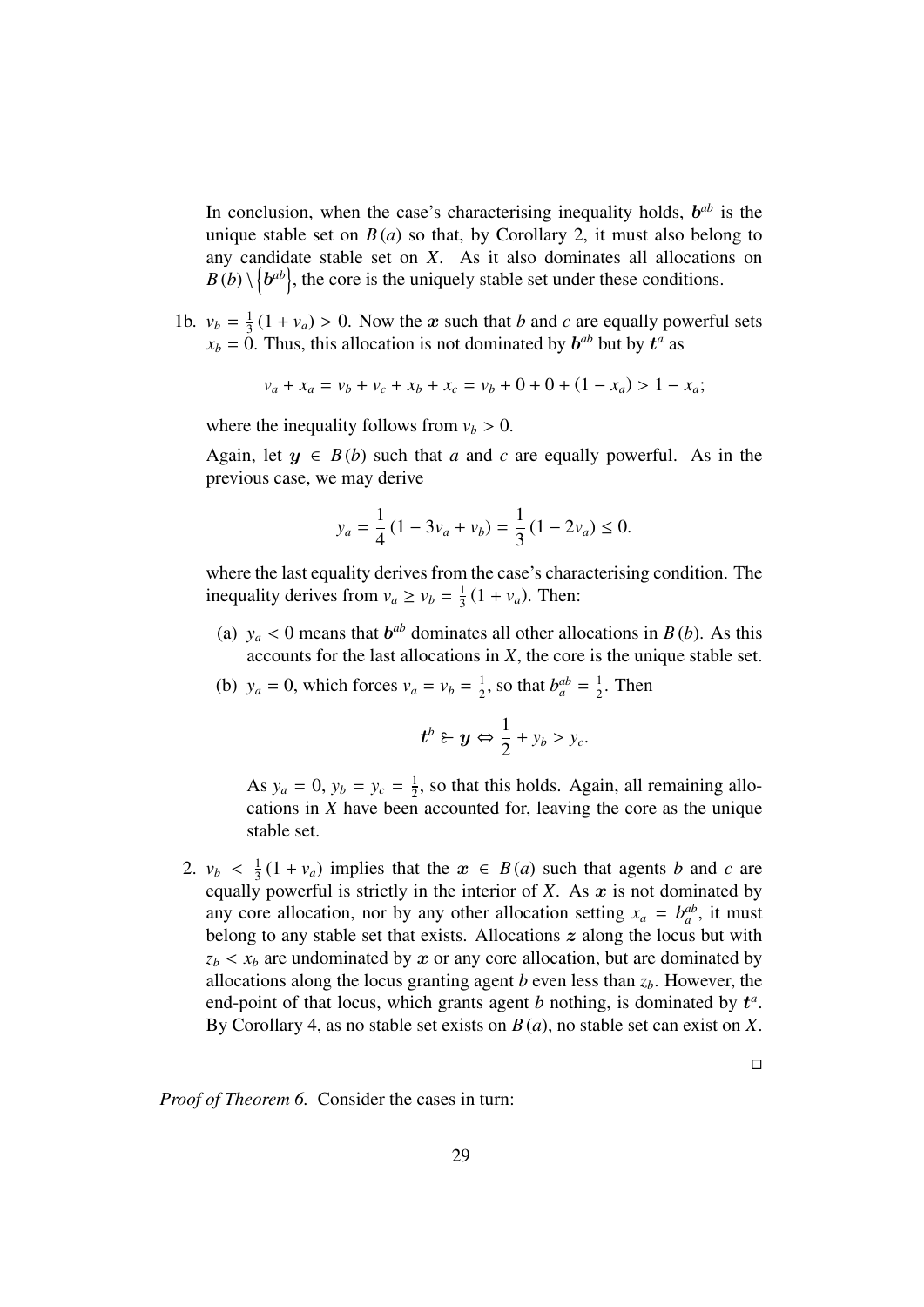In conclusion, when the case's characterising inequality holds, $\boldsymbol{b}^{ab}$ is the unique stable set on $B(a)$ so that, by Corollary 2, it must also belong to any candidate stable set on $X$. As it also dominates all allocations on $B(b) \setminus \{\boldsymbol{b}^{ab}\}$, the core is the uniquely stable set under these conditions.

1b. $v_b = \frac{1}{3}(1 + v_a) > 0$. Now the $\boldsymbol{x}$ such that $b$ and $c$ are equally powerful sets $x_b = 0$. Thus, this allocation is not dominated by $\boldsymbol{b}^{ab}$ but by $\boldsymbol{t}^a$ as

$$v_a + x_a = v_b + v_c + x_b + x_c = v_b + 0 + 0 + (1 - x_a) > 1 - x_a;$$

where the inequality follows from $v_b > 0$.

Again, let $\boldsymbol{y} \in B(b)$ such that $a$ and $c$ are equally powerful. As in the previous case, we may derive

$$y_a = \frac{1}{4}(1 - 3v_a + v_b) = \frac{1}{3}(1 - 2v_a) \leq 0.$$

where the last equality derives from the case's characterising condition. The inequality derives from $v_a \geq v_b = \frac{1}{3}(1 + v_a)$. Then:

(a) $y_a < 0$ means that $\boldsymbol{b}^{ab}$ dominates all other allocations in $B(b)$. As this accounts for the last allocations in $X$, the core is the unique stable set.

(b) $y_a = 0$, which forces $v_a = v_b = \frac{1}{2}$, so that $b_a^{ab} = \frac{1}{2}$. Then

$$\boldsymbol{t}^b \in \boldsymbol{y} \Leftrightarrow \frac{1}{2} + y_b > y_c.$$

As $y_a = 0$, $y_b = y_c = \frac{1}{2}$, so that this holds. Again, all remaining allocations in $X$ have been accounted for, leaving the core as the unique stable set.

2. $v_b < \frac{1}{3}(1 + v_a)$ implies that the $\boldsymbol{x} \in B(a)$ such that agents $b$ and $c$ are equally powerful is strictly in the interior of $X$. As $\boldsymbol{x}$ is not dominated by any core allocation, nor by any other allocation setting $x_a = b_a^{ab}$, it must belong to any stable set that exists. Allocations $\boldsymbol{z}$ along the locus but with $z_b < x_b$ are undominated by $\boldsymbol{x}$ or any core allocation, but are dominated by allocations along the locus granting agent $b$ even less than $z_b$. However, the end-point of that locus, which grants agent $b$ nothing, is dominated by $\boldsymbol{t}^a$. By Corollary 4, as no stable set exists on $B(a)$, no stable set can exist on $X$.

□

*Proof of Theorem 6.* Consider the cases in turn: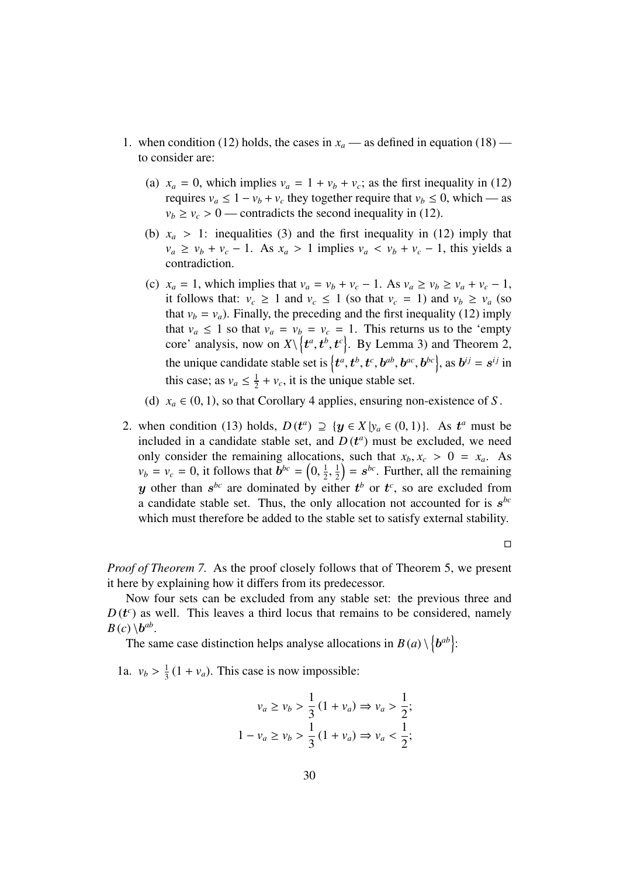1. when condition (12) holds, the cases in $x_a$ — as defined in equation (18) — to consider are:

   (a) $x_a = 0$, which implies $v_a = 1 + v_b + v_c$; as the first inequality in (12) requires $v_a \leq 1 - v_b + v_c$ they together require that $v_b \leq 0$, which — as $v_b \geq v_c > 0$ — contradicts the second inequality in (12).

   (b) $x_a > 1$: inequalities (3) and the first inequality in (12) imply that $v_a \geq v_b + v_c - 1$. As $x_a > 1$ implies $v_a < v_b + v_c - 1$, this yields a contradiction.

   (c) $x_a = 1$, which implies that $v_a = v_b + v_c - 1$. As $v_a \geq v_b \geq v_a + v_c - 1$, it follows that: $v_c \geq 1$ and $v_c \leq 1$ (so that $v_c = 1$) and $v_b \geq v_a$ (so that $v_b = v_a$). Finally, the preceding and the first inequality (12) imply that $v_a \leq 1$ so that $v_a = v_b = v_c = 1$. This returns us to the 'empty core' analysis, now on $X \backslash \left\{\boldsymbol{t}^a, \boldsymbol{t}^b, \boldsymbol{t}^c\right\}$. By Lemma 3) and Theorem 2, the unique candidate stable set is $\left\{\boldsymbol{t}^a, \boldsymbol{t}^b, \boldsymbol{t}^c, \boldsymbol{b}^{ab}, \boldsymbol{b}^{ac}, \boldsymbol{b}^{bc}\right\}$, as $\boldsymbol{b}^{ij} = \boldsymbol{s}^{ij}$ in this case; as $v_a \leq \frac{1}{2} + v_c$, it is the unique stable set.

   (d) $x_a \in (0, 1)$, so that Corollary 4 applies, ensuring non-existence of $S$.

2. when condition (13) holds, $D(\boldsymbol{t}^a) \supseteq \{\boldsymbol{y} \in X \,|\, y_a \in (0, 1)\}$. As $\boldsymbol{t}^a$ must be included in a candidate stable set, and $D(\boldsymbol{t}^a)$ must be excluded, we need only consider the remaining allocations, such that $x_b, x_c > 0 = x_a$. As $v_b = v_c = 0$, it follows that $\boldsymbol{b}^{bc} = \left(0, \frac{1}{2}, \frac{1}{2}\right) = \boldsymbol{s}^{bc}$. Further, all the remaining $\boldsymbol{y}$ other than $\boldsymbol{s}^{bc}$ are dominated by either $\boldsymbol{t}^b$ or $\boldsymbol{t}^c$, so are excluded from a candidate stable set. Thus, the only allocation not accounted for is $\boldsymbol{s}^{bc}$ which must therefore be added to the stable set to satisfy external stability.

□

*Proof of Theorem 7.* As the proof closely follows that of Theorem 5, we present it here by explaining how it differs from its predecessor.

Now four sets can be excluded from any stable set: the previous three and $D(\boldsymbol{t}^c)$ as well. This leaves a third locus that remains to be considered, namely $B(c) \backslash \boldsymbol{b}^{ab}$.

The same case distinction helps analyse allocations in $B(a) \backslash \left\{\boldsymbol{b}^{ab}\right\}$:

1a. $v_b > \frac{1}{3}(1 + v_a)$. This case is now impossible:

$$v_a \geq v_b > \frac{1}{3}(1 + v_a) \Rightarrow v_a > \frac{1}{2};$$
$$1 - v_a \geq v_b > \frac{1}{3}(1 + v_a) \Rightarrow v_a < \frac{1}{2};$$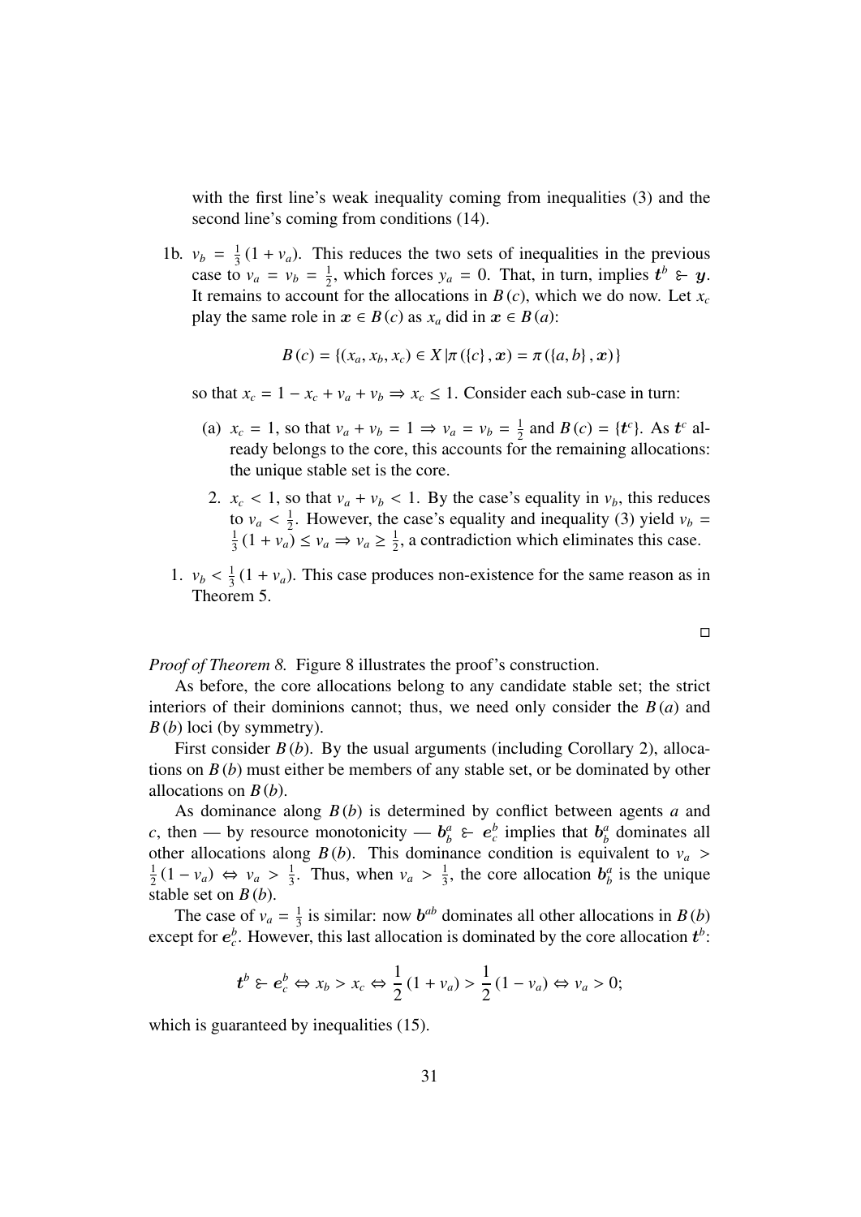with the first line's weak inequality coming from inequalities (3) and the second line's coming from conditions (14).

1b. $v_b = \frac{1}{3}(1 + v_a)$. This reduces the two sets of inequalities in the previous case to $v_a = v_b = \frac{1}{2}$, which forces $y_a = 0$. That, in turn, implies $\boldsymbol{t}^b \succ \boldsymbol{y}$. It remains to account for the allocations in $B(c)$, which we do now. Let $x_c$ play the same role in $\boldsymbol{x} \in B(c)$ as $x_a$ did in $\boldsymbol{x} \in B(a)$:

$$B(c) = \{(x_a, x_b, x_c) \in X \,|\, \pi(\{c\}, \boldsymbol{x}) = \pi(\{a, b\}, \boldsymbol{x})\}$$

so that $x_c = 1 - x_c + v_a + v_b \Rightarrow x_c \leq 1$. Consider each sub-case in turn:

(a) $x_c = 1$, so that $v_a + v_b = 1 \Rightarrow v_a = v_b = \frac{1}{2}$ and $B(c) = \{\boldsymbol{t}^c\}$. As $\boldsymbol{t}^c$ already belongs to the core, this accounts for the remaining allocations: the unique stable set is the core.

2. $x_c < 1$, so that $v_a + v_b < 1$. By the case's equality in $v_b$, this reduces to $v_a < \frac{1}{2}$. However, the case's equality and inequality (3) yield $v_b = \frac{1}{3}(1 + v_a) \leq v_a \Rightarrow v_a \geq \frac{1}{2}$, a contradiction which eliminates this case.

1. $v_b < \frac{1}{3}(1 + v_a)$. This case produces non-existence for the same reason as in Theorem 5.

□

*Proof of Theorem 8.* Figure 8 illustrates the proof's construction.

As before, the core allocations belong to any candidate stable set; the strict interiors of their dominions cannot; thus, we need only consider the $B(a)$ and $B(b)$ loci (by symmetry).

First consider $B(b)$. By the usual arguments (including Corollary 2), allocations on $B(b)$ must either be members of any stable set, or be dominated by other allocations on $B(b)$.

As dominance along $B(b)$ is determined by conflict between agents $a$ and $c$, then — by resource monotonicity — $\boldsymbol{b}_b^a \succ \boldsymbol{e}_c^b$ implies that $\boldsymbol{b}_b^a$ dominates all other allocations along $B(b)$. This dominance condition is equivalent to $v_a > \frac{1}{2}(1 - v_a) \Leftrightarrow v_a > \frac{1}{3}$. Thus, when $v_a > \frac{1}{3}$, the core allocation $\boldsymbol{b}_b^a$ is the unique stable set on $B(b)$.

The case of $v_a = \frac{1}{3}$ is similar: now $\boldsymbol{b}^{ab}$ dominates all other allocations in $B(b)$ except for $\boldsymbol{e}_c^b$. However, this last allocation is dominated by the core allocation $\boldsymbol{t}^b$:

$$\boldsymbol{t}^b \succ \boldsymbol{e}_c^b \Leftrightarrow x_b > x_c \Leftrightarrow \frac{1}{2}(1 + v_a) > \frac{1}{2}(1 - v_a) \Leftrightarrow v_a > 0;$$

which is guaranteed by inequalities (15).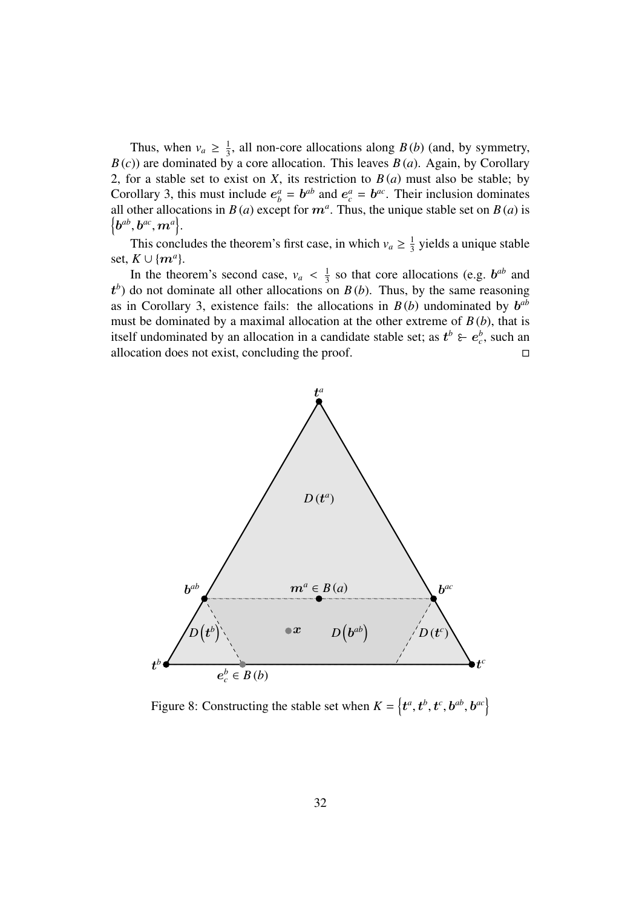Thus, when $v_a \geq \frac{1}{3}$, all non-core allocations along $B(b)$ (and, by symmetry, $B(c)$) are dominated by a core allocation. This leaves $B(a)$. Again, by Corollary 2, for a stable set to exist on $X$, its restriction to $B(a)$ must also be stable; by Corollary 3, this must include $\boldsymbol{e}_b^a = \boldsymbol{b}^{ab}$ and $\boldsymbol{e}_c^a = \boldsymbol{b}^{ac}$. Their inclusion dominates all other allocations in $B(a)$ except for $\boldsymbol{m}^a$. Thus, the unique stable set on $B(a)$ is $\left\{\boldsymbol{b}^{ab}, \boldsymbol{b}^{ac}, \boldsymbol{m}^a\right\}$.

This concludes the theorem's first case, in which $v_a \geq \frac{1}{3}$ yields a unique stable set, $K \cup \{\boldsymbol{m}^a\}$.

In the theorem's second case, $v_a < \frac{1}{3}$ so that core allocations (e.g. $\boldsymbol{b}^{ab}$ and $\boldsymbol{t}^b$) do not dominate all other allocations on $B(b)$. Thus, by the same reasoning as in Corollary 3, existence fails: the allocations in $B(b)$ undominated by $\boldsymbol{b}^{ab}$ must be dominated by a maximal allocation at the other extreme of $B(b)$, that is itself undominated by an allocation in a candidate stable set; as $\boldsymbol{t}^b \succ \boldsymbol{e}_c^b$, such an allocation does not exist, concluding the proof. □

$\boldsymbol{t}^a$

$D(\boldsymbol{t}^a)$

$\boldsymbol{b}^{ab}$

$\boldsymbol{m}^a \in B(a)$

$\boldsymbol{b}^{ac}$

$D\left(\boldsymbol{t}^b\right)$

$\boldsymbol{x}$

$D\left(\boldsymbol{b}^{ab}\right)$

$D(\boldsymbol{t}^c)$

$\boldsymbol{t}^b$

$\boldsymbol{t}^c$

$\boldsymbol{e}_c^b \in B(b)$

Figure 8: Constructing the stable set when $K = \left\{\boldsymbol{t}^a, \boldsymbol{t}^b, \boldsymbol{t}^c, \boldsymbol{b}^{ab}, \boldsymbol{b}^{ac}\right\}$